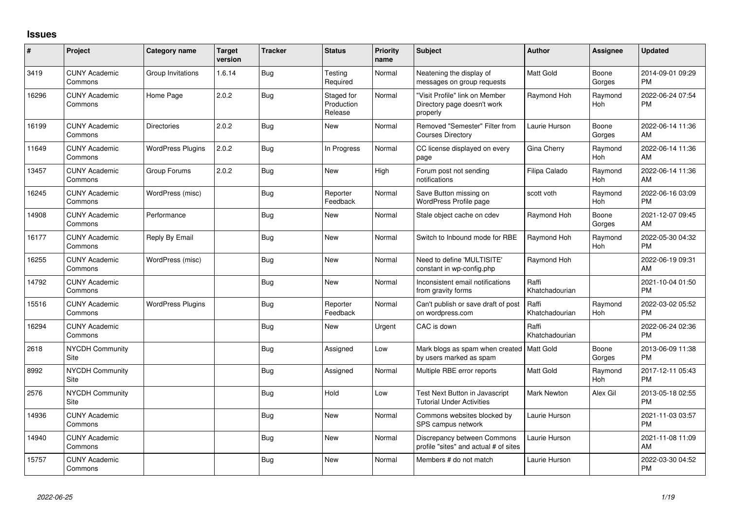## Issues

| # | Project | Category name | Target version | Tracker | Status | Priority name | Subject | Author | Assignee | Updated |
|---|---|---|---|---|---|---|---|---|---|---|
| 3419 | CUNY Academic Commons | Group Invitations | 1.6.14 | Bug | Testing Required | Normal | Neatening the display of messages on group requests | Matt Gold | Boone Gorges | 2014-09-01 09:29 PM |
| 16296 | CUNY Academic Commons | Home Page | 2.0.2 | Bug | Staged for Production Release | Normal | "Visit Profile" link on Member Directory page doesn't work properly | Raymond Hoh | Raymond Hoh | 2022-06-24 07:54 PM |
| 16199 | CUNY Academic Commons | Directories | 2.0.2 | Bug | New | Normal | Removed "Semester" Filter from Courses Directory | Laurie Hurson | Boone Gorges | 2022-06-14 11:36 AM |
| 11649 | CUNY Academic Commons | WordPress Plugins | 2.0.2 | Bug | In Progress | Normal | CC license displayed on every page | Gina Cherry | Raymond Hoh | 2022-06-14 11:36 AM |
| 13457 | CUNY Academic Commons | Group Forums | 2.0.2 | Bug | New | High | Forum post not sending notifications | Filipa Calado | Raymond Hoh | 2022-06-14 11:36 AM |
| 16245 | CUNY Academic Commons | WordPress (misc) | | Bug | Reporter Feedback | Normal | Save Button missing on WordPress Profile page | scott voth | Raymond Hoh | 2022-06-16 03:09 PM |
| 14908 | CUNY Academic Commons | Performance | | Bug | New | Normal | Stale object cache on cdev | Raymond Hoh | Boone Gorges | 2021-12-07 09:45 AM |
| 16177 | CUNY Academic Commons | Reply By Email | | Bug | New | Normal | Switch to Inbound mode for RBE | Raymond Hoh | Raymond Hoh | 2022-05-30 04:32 PM |
| 16255 | CUNY Academic Commons | WordPress (misc) | | Bug | New | Normal | Need to define 'MULTISITE' constant in wp-config.php | Raymond Hoh | | 2022-06-19 09:31 AM |
| 14792 | CUNY Academic Commons | | | Bug | New | Normal | Inconsistent email notifications from gravity forms | Raffi Khatchadourian | | 2021-10-04 01:50 PM |
| 15516 | CUNY Academic Commons | WordPress Plugins | | Bug | Reporter Feedback | Normal | Can't publish or save draft of post on wordpress.com | Raffi Khatchadourian | Raymond Hoh | 2022-03-02 05:52 PM |
| 16294 | CUNY Academic Commons | | | Bug | New | Urgent | CAC is down | Raffi Khatchadourian | | 2022-06-24 02:36 PM |
| 2618 | NYCDH Community Site | | | Bug | Assigned | Low | Mark blogs as spam when created by users marked as spam | Matt Gold | Boone Gorges | 2013-06-09 11:38 PM |
| 8992 | NYCDH Community Site | | | Bug | Assigned | Normal | Multiple RBE error reports | Matt Gold | Raymond Hoh | 2017-12-11 05:43 PM |
| 2576 | NYCDH Community Site | | | Bug | Hold | Low | Test Next Button in Javascript Tutorial Under Activities | Mark Newton | Alex Gil | 2013-05-18 02:55 PM |
| 14936 | CUNY Academic Commons | | | Bug | New | Normal | Commons websites blocked by SPS campus network | Laurie Hurson | | 2021-11-03 03:57 PM |
| 14940 | CUNY Academic Commons | | | Bug | New | Normal | Discrepancy between Commons profile "sites" and actual # of sites | Laurie Hurson | | 2021-11-08 11:09 AM |
| 15757 | CUNY Academic Commons | | | Bug | New | Normal | Members # do not match | Laurie Hurson | | 2022-03-30 04:52 PM |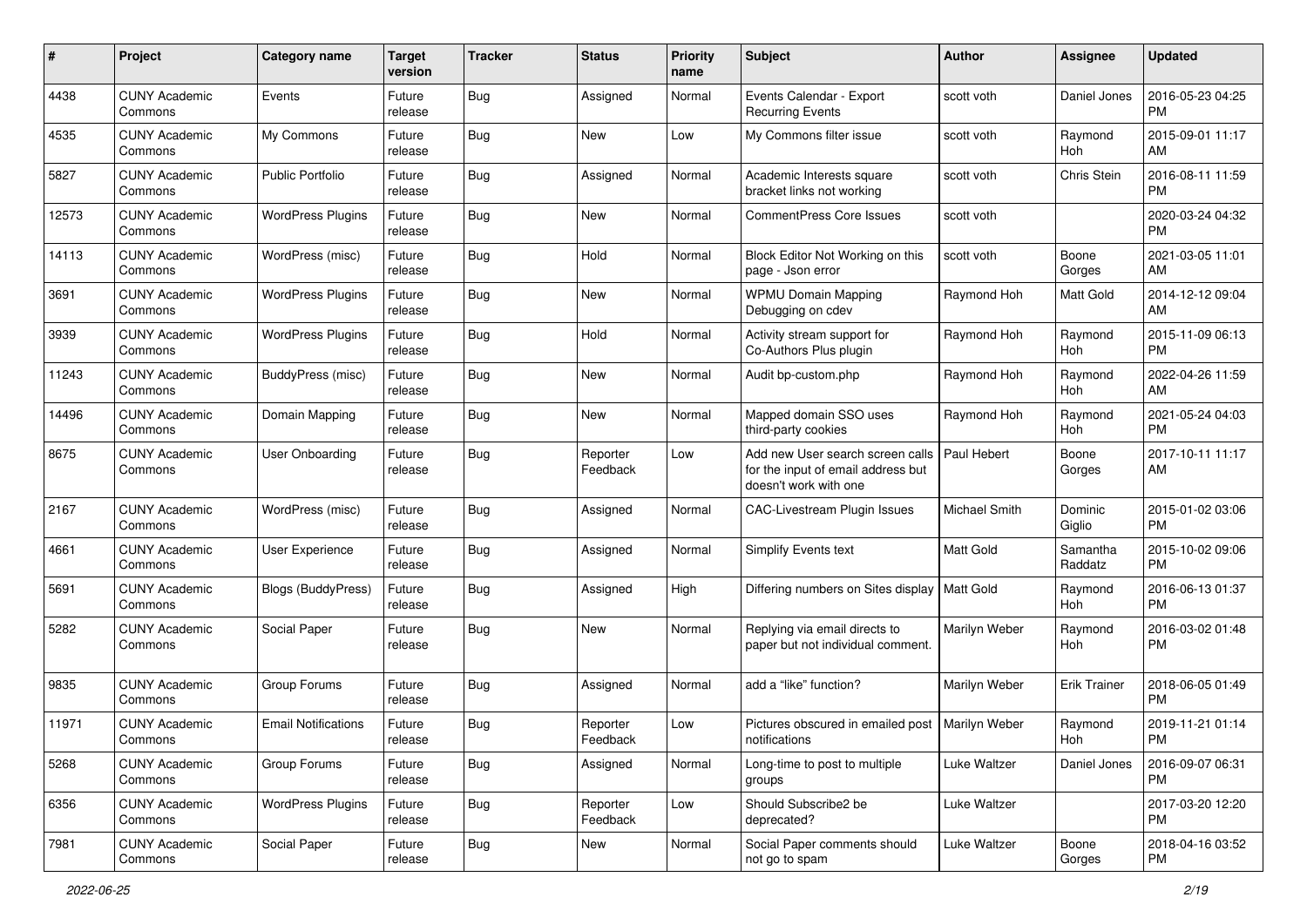| # | Project | Category name | Target version | Tracker | Status | Priority name | Subject | Author | Assignee | Updated |
|---|---|---|---|---|---|---|---|---|---|---|
| 4438 | CUNY Academic Commons | Events | Future release | Bug | Assigned | Normal | Events Calendar - Export Recurring Events | scott voth | Daniel Jones | 2016-05-23 04:25 PM |
| 4535 | CUNY Academic Commons | My Commons | Future release | Bug | New | Low | My Commons filter issue | scott voth | Raymond Hoh | 2015-09-01 11:17 AM |
| 5827 | CUNY Academic Commons | Public Portfolio | Future release | Bug | Assigned | Normal | Academic Interests square bracket links not working | scott voth | Chris Stein | 2016-08-11 11:59 PM |
| 12573 | CUNY Academic Commons | WordPress Plugins | Future release | Bug | New | Normal | CommentPress Core Issues | scott voth | | 2020-03-24 04:32 PM |
| 14113 | CUNY Academic Commons | WordPress (misc) | Future release | Bug | Hold | Normal | Block Editor Not Working on this page - Json error | scott voth | Boone Gorges | 2021-03-05 11:01 AM |
| 3691 | CUNY Academic Commons | WordPress Plugins | Future release | Bug | New | Normal | WPMU Domain Mapping Debugging on cdev | Raymond Hoh | Matt Gold | 2014-12-12 09:04 AM |
| 3939 | CUNY Academic Commons | WordPress Plugins | Future release | Bug | Hold | Normal | Activity stream support for Co-Authors Plus plugin | Raymond Hoh | Raymond Hoh | 2015-11-09 06:13 PM |
| 11243 | CUNY Academic Commons | BuddyPress (misc) | Future release | Bug | New | Normal | Audit bp-custom.php | Raymond Hoh | Raymond Hoh | 2022-04-26 11:59 AM |
| 14496 | CUNY Academic Commons | Domain Mapping | Future release | Bug | New | Normal | Mapped domain SSO uses third-party cookies | Raymond Hoh | Raymond Hoh | 2021-05-24 04:03 PM |
| 8675 | CUNY Academic Commons | User Onboarding | Future release | Bug | Reporter Feedback | Low | Add new User search screen calls for the input of email address but doesn't work with one | Paul Hebert | Boone Gorges | 2017-10-11 11:17 AM |
| 2167 | CUNY Academic Commons | WordPress (misc) | Future release | Bug | Assigned | Normal | CAC-Livestream Plugin Issues | Michael Smith | Dominic Giglio | 2015-01-02 03:06 PM |
| 4661 | CUNY Academic Commons | User Experience | Future release | Bug | Assigned | Normal | Simplify Events text | Matt Gold | Samantha Raddatz | 2015-10-02 09:06 PM |
| 5691 | CUNY Academic Commons | Blogs (BuddyPress) | Future release | Bug | Assigned | High | Differing numbers on Sites display | Matt Gold | Raymond Hoh | 2016-06-13 01:37 PM |
| 5282 | CUNY Academic Commons | Social Paper | Future release | Bug | New | Normal | Replying via email directs to paper but not individual comment. | Marilyn Weber | Raymond Hoh | 2016-03-02 01:48 PM |
| 9835 | CUNY Academic Commons | Group Forums | Future release | Bug | Assigned | Normal | add a "like" function? | Marilyn Weber | Erik Trainer | 2018-06-05 01:49 PM |
| 11971 | CUNY Academic Commons | Email Notifications | Future release | Bug | Reporter Feedback | Low | Pictures obscured in emailed post notifications | Marilyn Weber | Raymond Hoh | 2019-11-21 01:14 PM |
| 5268 | CUNY Academic Commons | Group Forums | Future release | Bug | Assigned | Normal | Long-time to post to multiple groups | Luke Waltzer | Daniel Jones | 2016-09-07 06:31 PM |
| 6356 | CUNY Academic Commons | WordPress Plugins | Future release | Bug | Reporter Feedback | Low | Should Subscribe2 be deprecated? | Luke Waltzer | | 2017-03-20 12:20 PM |
| 7981 | CUNY Academic Commons | Social Paper | Future release | Bug | New | Normal | Social Paper comments should not go to spam | Luke Waltzer | Boone Gorges | 2018-04-16 03:52 PM |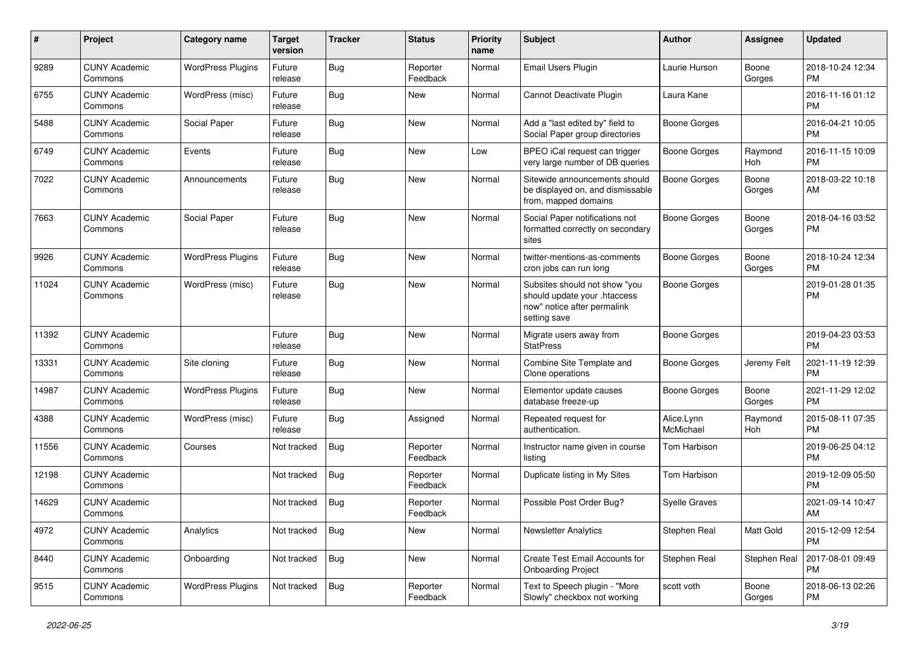| # | Project | Category name | Target version | Tracker | Status | Priority name | Subject | Author | Assignee | Updated |
|---|---|---|---|---|---|---|---|---|---|---|
| 9289 | CUNY Academic Commons | WordPress Plugins | Future release | Bug | Reporter Feedback | Normal | Email Users Plugin | Laurie Hurson | Boone Gorges | 2018-10-24 12:34 PM |
| 6755 | CUNY Academic Commons | WordPress (misc) | Future release | Bug | New | Normal | Cannot Deactivate Plugin | Laura Kane | | 2016-11-16 01:12 PM |
| 5488 | CUNY Academic Commons | Social Paper | Future release | Bug | New | Normal | Add a "last edited by" field to Social Paper group directories | Boone Gorges | | 2016-04-21 10:05 PM |
| 6749 | CUNY Academic Commons | Events | Future release | Bug | New | Low | BPEO iCal request can trigger very large number of DB queries | Boone Gorges | Raymond Hoh | 2016-11-15 10:09 PM |
| 7022 | CUNY Academic Commons | Announcements | Future release | Bug | New | Normal | Sitewide announcements should be displayed on, and dismissable from, mapped domains | Boone Gorges | Boone Gorges | 2018-03-22 10:18 AM |
| 7663 | CUNY Academic Commons | Social Paper | Future release | Bug | New | Normal | Social Paper notifications not formatted correctly on secondary sites | Boone Gorges | Boone Gorges | 2018-04-16 03:52 PM |
| 9926 | CUNY Academic Commons | WordPress Plugins | Future release | Bug | New | Normal | twitter-mentions-as-comments cron jobs can run long | Boone Gorges | Boone Gorges | 2018-10-24 12:34 PM |
| 11024 | CUNY Academic Commons | WordPress (misc) | Future release | Bug | New | Normal | Subsites should not show "you should update your .htaccess now" notice after permalink setting save | Boone Gorges | | 2019-01-28 01:35 PM |
| 11392 | CUNY Academic Commons | | Future release | Bug | New | Normal | Migrate users away from StatPress | Boone Gorges | | 2019-04-23 03:53 PM |
| 13331 | CUNY Academic Commons | Site cloning | Future release | Bug | New | Normal | Combine Site Template and Clone operations | Boone Gorges | Jeremy Felt | 2021-11-19 12:39 PM |
| 14987 | CUNY Academic Commons | WordPress Plugins | Future release | Bug | New | Normal | Elementor update causes database freeze-up | Boone Gorges | Boone Gorges | 2021-11-29 12:02 PM |
| 4388 | CUNY Academic Commons | WordPress (misc) | Future release | Bug | Assigned | Normal | Repeated request for authentication. | Alice.Lynn McMichael | Raymond Hoh | 2015-08-11 07:35 PM |
| 11556 | CUNY Academic Commons | Courses | Not tracked | Bug | Reporter Feedback | Normal | Instructor name given in course listing | Tom Harbison | | 2019-06-25 04:12 PM |
| 12198 | CUNY Academic Commons | | Not tracked | Bug | Reporter Feedback | Normal | Duplicate listing in My Sites | Tom Harbison | | 2019-12-09 05:50 PM |
| 14629 | CUNY Academic Commons | | Not tracked | Bug | Reporter Feedback | Normal | Possible Post Order Bug? | Syelle Graves | | 2021-09-14 10:47 AM |
| 4972 | CUNY Academic Commons | Analytics | Not tracked | Bug | New | Normal | Newsletter Analytics | Stephen Real | Matt Gold | 2015-12-09 12:54 PM |
| 8440 | CUNY Academic Commons | Onboarding | Not tracked | Bug | New | Normal | Create Test Email Accounts for Onboarding Project | Stephen Real | Stephen Real | 2017-08-01 09:49 PM |
| 9515 | CUNY Academic Commons | WordPress Plugins | Not tracked | Bug | Reporter Feedback | Normal | Text to Speech plugin - "More Slowly" checkbox not working | scott voth | Boone Gorges | 2018-06-13 02:26 PM |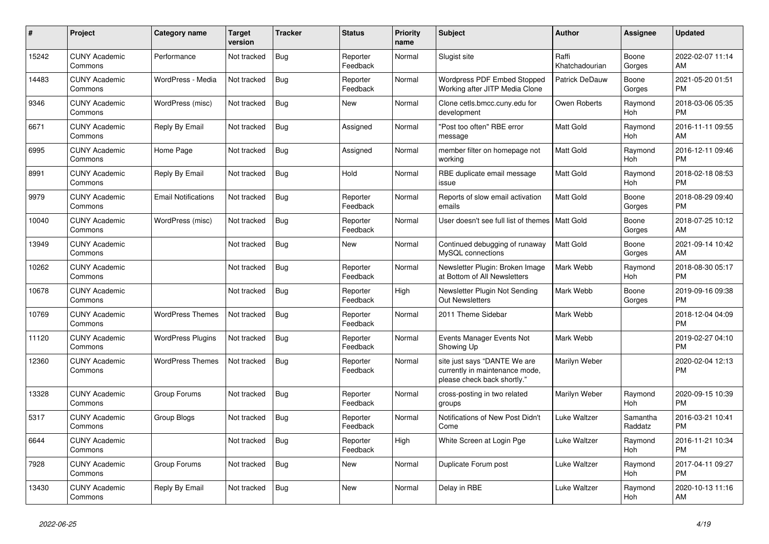| # | Project | Category name | Target version | Tracker | Status | Priority name | Subject | Author | Assignee | Updated |
|---|---|---|---|---|---|---|---|---|---|---|
| 15242 | CUNY Academic Commons | Performance | Not tracked | Bug | Reporter Feedback | Normal | Slugist site | Raffi Khatchadourian | Boone Gorges | 2022-02-07 11:14 AM |
| 14483 | CUNY Academic Commons | WordPress - Media | Not tracked | Bug | Reporter Feedback | Normal | Wordpress PDF Embed Stopped Working after JITP Media Clone | Patrick DeDauw | Boone Gorges | 2021-05-20 01:51 PM |
| 9346 | CUNY Academic Commons | WordPress (misc) | Not tracked | Bug | New | Normal | Clone cetls.bmcc.cuny.edu for development | Owen Roberts | Raymond Hoh | 2018-03-06 05:35 PM |
| 6671 | CUNY Academic Commons | Reply By Email | Not tracked | Bug | Assigned | Normal | "Post too often" RBE error message | Matt Gold | Raymond Hoh | 2016-11-11 09:55 AM |
| 6995 | CUNY Academic Commons | Home Page | Not tracked | Bug | Assigned | Normal | member filter on homepage not working | Matt Gold | Raymond Hoh | 2016-12-11 09:46 PM |
| 8991 | CUNY Academic Commons | Reply By Email | Not tracked | Bug | Hold | Normal | RBE duplicate email message issue | Matt Gold | Raymond Hoh | 2018-02-18 08:53 PM |
| 9979 | CUNY Academic Commons | Email Notifications | Not tracked | Bug | Reporter Feedback | Normal | Reports of slow email activation emails | Matt Gold | Boone Gorges | 2018-08-29 09:40 PM |
| 10040 | CUNY Academic Commons | WordPress (misc) | Not tracked | Bug | Reporter Feedback | Normal | User doesn't see full list of themes | Matt Gold | Boone Gorges | 2018-07-25 10:12 AM |
| 13949 | CUNY Academic Commons | | Not tracked | Bug | New | Normal | Continued debugging of runaway MySQL connections | Matt Gold | Boone Gorges | 2021-09-14 10:42 AM |
| 10262 | CUNY Academic Commons | | Not tracked | Bug | Reporter Feedback | Normal | Newsletter Plugin: Broken Image at Bottom of All Newsletters | Mark Webb | Raymond Hoh | 2018-08-30 05:17 PM |
| 10678 | CUNY Academic Commons | | Not tracked | Bug | Reporter Feedback | High | Newsletter Plugin Not Sending Out Newsletters | Mark Webb | Boone Gorges | 2019-09-16 09:38 PM |
| 10769 | CUNY Academic Commons | WordPress Themes | Not tracked | Bug | Reporter Feedback | Normal | 2011 Theme Sidebar | Mark Webb | | 2018-12-04 04:09 PM |
| 11120 | CUNY Academic Commons | WordPress Plugins | Not tracked | Bug | Reporter Feedback | Normal | Events Manager Events Not Showing Up | Mark Webb | | 2019-02-27 04:10 PM |
| 12360 | CUNY Academic Commons | WordPress Themes | Not tracked | Bug | Reporter Feedback | Normal | site just says "DANTE We are currently in maintenance mode, please check back shortly." | Marilyn Weber | | 2020-02-04 12:13 PM |
| 13328 | CUNY Academic Commons | Group Forums | Not tracked | Bug | Reporter Feedback | Normal | cross-posting in two related groups | Marilyn Weber | Raymond Hoh | 2020-09-15 10:39 PM |
| 5317 | CUNY Academic Commons | Group Blogs | Not tracked | Bug | Reporter Feedback | Normal | Notifications of New Post Didn't Come | Luke Waltzer | Samantha Raddatz | 2016-03-21 10:41 PM |
| 6644 | CUNY Academic Commons | | Not tracked | Bug | Reporter Feedback | High | White Screen at Login Pge | Luke Waltzer | Raymond Hoh | 2016-11-21 10:34 PM |
| 7928 | CUNY Academic Commons | Group Forums | Not tracked | Bug | New | Normal | Duplicate Forum post | Luke Waltzer | Raymond Hoh | 2017-04-11 09:27 PM |
| 13430 | CUNY Academic Commons | Reply By Email | Not tracked | Bug | New | Normal | Delay in RBE | Luke Waltzer | Raymond Hoh | 2020-10-13 11:16 AM |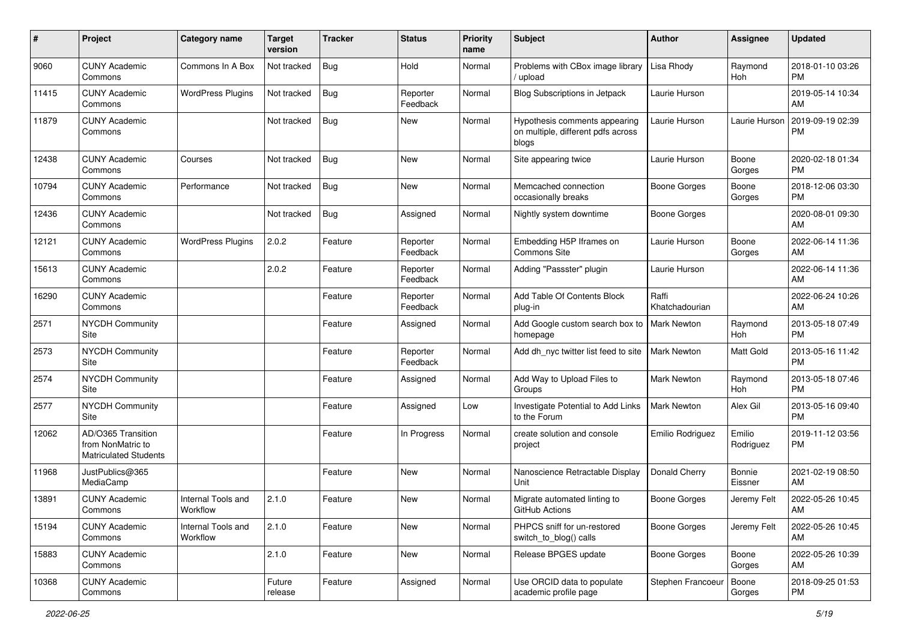| # | Project | Category name | Target version | Tracker | Status | Priority name | Subject | Author | Assignee | Updated |
|---|---|---|---|---|---|---|---|---|---|---|
| 9060 | CUNY Academic Commons | Commons In A Box | Not tracked | Bug | Hold | Normal | Problems with CBox image library / upload | Lisa Rhody | Raymond Hoh | 2018-01-10 03:26 PM |
| 11415 | CUNY Academic Commons | WordPress Plugins | Not tracked | Bug | Reporter Feedback | Normal | Blog Subscriptions in Jetpack | Laurie Hurson | | 2019-05-14 10:34 AM |
| 11879 | CUNY Academic Commons | | Not tracked | Bug | New | Normal | Hypothesis comments appearing on multiple, different pdfs across blogs | Laurie Hurson | Laurie Hurson | 2019-09-19 02:39 PM |
| 12438 | CUNY Academic Commons | Courses | Not tracked | Bug | New | Normal | Site appearing twice | Laurie Hurson | Boone Gorges | 2020-02-18 01:34 PM |
| 10794 | CUNY Academic Commons | Performance | Not tracked | Bug | New | Normal | Memcached connection occasionally breaks | Boone Gorges | Boone Gorges | 2018-12-06 03:30 PM |
| 12436 | CUNY Academic Commons | | Not tracked | Bug | Assigned | Normal | Nightly system downtime | Boone Gorges | | 2020-08-01 09:30 AM |
| 12121 | CUNY Academic Commons | WordPress Plugins | 2.0.2 | Feature | Reporter Feedback | Normal | Embedding H5P Iframes on Commons Site | Laurie Hurson | Boone Gorges | 2022-06-14 11:36 AM |
| 15613 | CUNY Academic Commons | | 2.0.2 | Feature | Reporter Feedback | Normal | Adding "Passster" plugin | Laurie Hurson | | 2022-06-14 11:36 AM |
| 16290 | CUNY Academic Commons | | | Feature | Reporter Feedback | Normal | Add Table Of Contents Block plug-in | Raffi Khatchadourian | | 2022-06-24 10:26 AM |
| 2571 | NYCDH Community Site | | | Feature | Assigned | Normal | Add Google custom search box to homepage | Mark Newton | Raymond Hoh | 2013-05-18 07:49 PM |
| 2573 | NYCDH Community Site | | | Feature | Reporter Feedback | Normal | Add dh_nyc twitter list feed to site | Mark Newton | Matt Gold | 2013-05-16 11:42 PM |
| 2574 | NYCDH Community Site | | | Feature | Assigned | Normal | Add Way to Upload Files to Groups | Mark Newton | Raymond Hoh | 2013-05-18 07:46 PM |
| 2577 | NYCDH Community Site | | | Feature | Assigned | Low | Investigate Potential to Add Links to the Forum | Mark Newton | Alex Gil | 2013-05-16 09:40 PM |
| 12062 | AD/O365 Transition from NonMatric to Matriculated Students | | | Feature | In Progress | Normal | create solution and console project | Emilio Rodriguez | Emilio Rodriguez | 2019-11-12 03:56 PM |
| 11968 | JustPublics@365 MediaCamp | | | Feature | New | Normal | Nanoscience Retractable Display Unit | Donald Cherry | Bonnie Eissner | 2021-02-19 08:50 AM |
| 13891 | CUNY Academic Commons | Internal Tools and Workflow | 2.1.0 | Feature | New | Normal | Migrate automated linting to GitHub Actions | Boone Gorges | Jeremy Felt | 2022-05-26 10:45 AM |
| 15194 | CUNY Academic Commons | Internal Tools and Workflow | 2.1.0 | Feature | New | Normal | PHPCS sniff for un-restored switch_to_blog() calls | Boone Gorges | Jeremy Felt | 2022-05-26 10:45 AM |
| 15883 | CUNY Academic Commons | | 2.1.0 | Feature | New | Normal | Release BPGES update | Boone Gorges | Boone Gorges | 2022-05-26 10:39 AM |
| 10368 | CUNY Academic Commons | | Future release | Feature | Assigned | Normal | Use ORCID data to populate academic profile page | Stephen Francoeur | Boone Gorges | 2018-09-25 01:53 PM |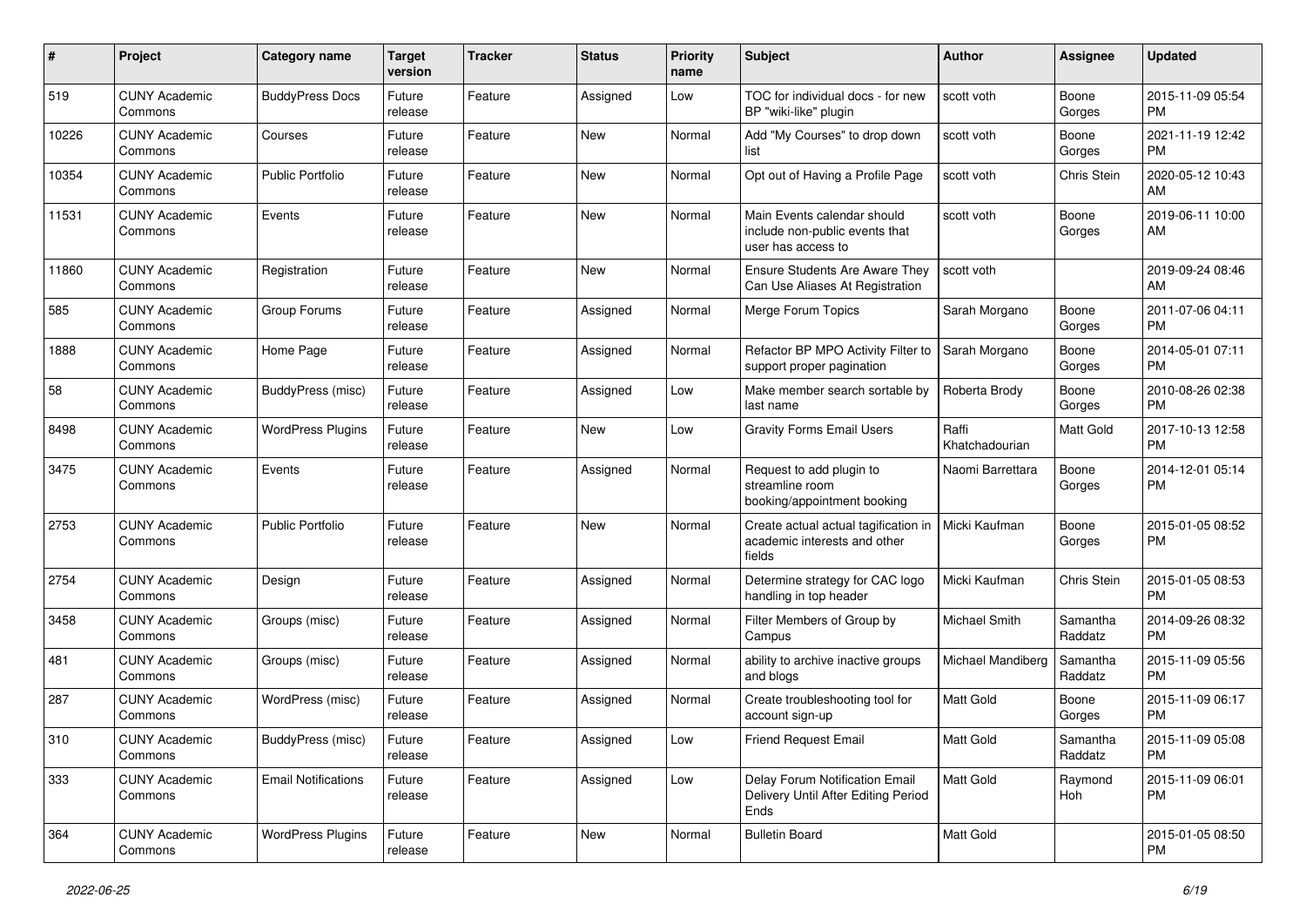| # | Project | Category name | Target version | Tracker | Status | Priority name | Subject | Author | Assignee | Updated |
|---|---|---|---|---|---|---|---|---|---|---|
| 519 | CUNY Academic Commons | BuddyPress Docs | Future release | Feature | Assigned | Low | TOC for individual docs - for new BP "wiki-like" plugin | scott voth | Boone Gorges | 2015-11-09 05:54 PM |
| 10226 | CUNY Academic Commons | Courses | Future release | Feature | New | Normal | Add "My Courses" to drop down list | scott voth | Boone Gorges | 2021-11-19 12:42 PM |
| 10354 | CUNY Academic Commons | Public Portfolio | Future release | Feature | New | Normal | Opt out of Having a Profile Page | scott voth | Chris Stein | 2020-05-12 10:43 AM |
| 11531 | CUNY Academic Commons | Events | Future release | Feature | New | Normal | Main Events calendar should include non-public events that user has access to | scott voth | Boone Gorges | 2019-06-11 10:00 AM |
| 11860 | CUNY Academic Commons | Registration | Future release | Feature | New | Normal | Ensure Students Are Aware They Can Use Aliases At Registration | scott voth | | 2019-09-24 08:46 AM |
| 585 | CUNY Academic Commons | Group Forums | Future release | Feature | Assigned | Normal | Merge Forum Topics | Sarah Morgano | Boone Gorges | 2011-07-06 04:11 PM |
| 1888 | CUNY Academic Commons | Home Page | Future release | Feature | Assigned | Normal | Refactor BP MPO Activity Filter to support proper pagination | Sarah Morgano | Boone Gorges | 2014-05-01 07:11 PM |
| 58 | CUNY Academic Commons | BuddyPress (misc) | Future release | Feature | Assigned | Low | Make member search sortable by last name | Roberta Brody | Boone Gorges | 2010-08-26 02:38 PM |
| 8498 | CUNY Academic Commons | WordPress Plugins | Future release | Feature | New | Low | Gravity Forms Email Users | Raffi Khatchadourian | Matt Gold | 2017-10-13 12:58 PM |
| 3475 | CUNY Academic Commons | Events | Future release | Feature | Assigned | Normal | Request to add plugin to streamline room booking/appointment booking | Naomi Barrettara | Boone Gorges | 2014-12-01 05:14 PM |
| 2753 | CUNY Academic Commons | Public Portfolio | Future release | Feature | New | Normal | Create actual actual tagification in academic interests and other fields | Micki Kaufman | Boone Gorges | 2015-01-05 08:52 PM |
| 2754 | CUNY Academic Commons | Design | Future release | Feature | Assigned | Normal | Determine strategy for CAC logo handling in top header | Micki Kaufman | Chris Stein | 2015-01-05 08:53 PM |
| 3458 | CUNY Academic Commons | Groups (misc) | Future release | Feature | Assigned | Normal | Filter Members of Group by Campus | Michael Smith | Samantha Raddatz | 2014-09-26 08:32 PM |
| 481 | CUNY Academic Commons | Groups (misc) | Future release | Feature | Assigned | Normal | ability to archive inactive groups and blogs | Michael Mandiberg | Samantha Raddatz | 2015-11-09 05:56 PM |
| 287 | CUNY Academic Commons | WordPress (misc) | Future release | Feature | Assigned | Normal | Create troubleshooting tool for account sign-up | Matt Gold | Boone Gorges | 2015-11-09 06:17 PM |
| 310 | CUNY Academic Commons | BuddyPress (misc) | Future release | Feature | Assigned | Low | Friend Request Email | Matt Gold | Samantha Raddatz | 2015-11-09 05:08 PM |
| 333 | CUNY Academic Commons | Email Notifications | Future release | Feature | Assigned | Low | Delay Forum Notification Email Delivery Until After Editing Period Ends | Matt Gold | Raymond Hoh | 2015-11-09 06:01 PM |
| 364 | CUNY Academic Commons | WordPress Plugins | Future release | Feature | New | Normal | Bulletin Board | Matt Gold | | 2015-01-05 08:50 PM |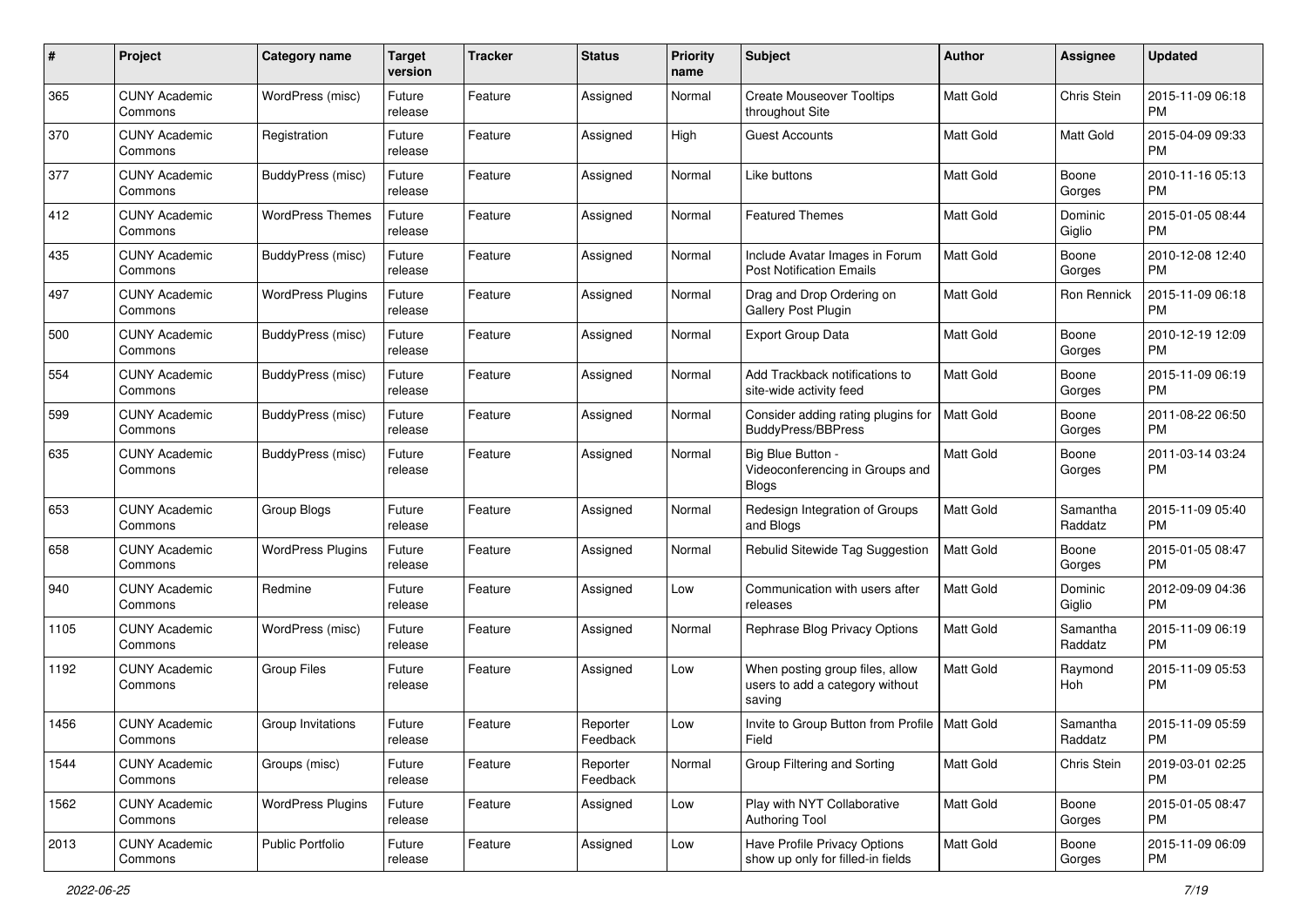| # | Project | Category name | Target version | Tracker | Status | Priority name | Subject | Author | Assignee | Updated |
|---|---|---|---|---|---|---|---|---|---|---|
| 365 | CUNY Academic Commons | WordPress (misc) | Future release | Feature | Assigned | Normal | Create Mouseover Tooltips throughout Site | Matt Gold | Chris Stein | 2015-11-09 06:18 PM |
| 370 | CUNY Academic Commons | Registration | Future release | Feature | Assigned | High | Guest Accounts | Matt Gold | Matt Gold | 2015-04-09 09:33 PM |
| 377 | CUNY Academic Commons | BuddyPress (misc) | Future release | Feature | Assigned | Normal | Like buttons | Matt Gold | Boone Gorges | 2010-11-16 05:13 PM |
| 412 | CUNY Academic Commons | WordPress Themes | Future release | Feature | Assigned | Normal | Featured Themes | Matt Gold | Dominic Giglio | 2015-01-05 08:44 PM |
| 435 | CUNY Academic Commons | BuddyPress (misc) | Future release | Feature | Assigned | Normal | Include Avatar Images in Forum Post Notification Emails | Matt Gold | Boone Gorges | 2010-12-08 12:40 PM |
| 497 | CUNY Academic Commons | WordPress Plugins | Future release | Feature | Assigned | Normal | Drag and Drop Ordering on Gallery Post Plugin | Matt Gold | Ron Rennick | 2015-11-09 06:18 PM |
| 500 | CUNY Academic Commons | BuddyPress (misc) | Future release | Feature | Assigned | Normal | Export Group Data | Matt Gold | Boone Gorges | 2010-12-19 12:09 PM |
| 554 | CUNY Academic Commons | BuddyPress (misc) | Future release | Feature | Assigned | Normal | Add Trackback notifications to site-wide activity feed | Matt Gold | Boone Gorges | 2015-11-09 06:19 PM |
| 599 | CUNY Academic Commons | BuddyPress (misc) | Future release | Feature | Assigned | Normal | Consider adding rating plugins for BuddyPress/BBPress | Matt Gold | Boone Gorges | 2011-08-22 06:50 PM |
| 635 | CUNY Academic Commons | BuddyPress (misc) | Future release | Feature | Assigned | Normal | Big Blue Button - Videoconferencing in Groups and Blogs | Matt Gold | Boone Gorges | 2011-03-14 03:24 PM |
| 653 | CUNY Academic Commons | Group Blogs | Future release | Feature | Assigned | Normal | Redesign Integration of Groups and Blogs | Matt Gold | Samantha Raddatz | 2015-11-09 05:40 PM |
| 658 | CUNY Academic Commons | WordPress Plugins | Future release | Feature | Assigned | Normal | Rebulid Sitewide Tag Suggestion | Matt Gold | Boone Gorges | 2015-01-05 08:47 PM |
| 940 | CUNY Academic Commons | Redmine | Future release | Feature | Assigned | Low | Communication with users after releases | Matt Gold | Dominic Giglio | 2012-09-09 04:36 PM |
| 1105 | CUNY Academic Commons | WordPress (misc) | Future release | Feature | Assigned | Normal | Rephrase Blog Privacy Options | Matt Gold | Samantha Raddatz | 2015-11-09 06:19 PM |
| 1192 | CUNY Academic Commons | Group Files | Future release | Feature | Assigned | Low | When posting group files, allow users to add a category without saving | Matt Gold | Raymond Hoh | 2015-11-09 05:53 PM |
| 1456 | CUNY Academic Commons | Group Invitations | Future release | Feature | Reporter Feedback | Low | Invite to Group Button from Profile Field | Matt Gold | Samantha Raddatz | 2015-11-09 05:59 PM |
| 1544 | CUNY Academic Commons | Groups (misc) | Future release | Feature | Reporter Feedback | Normal | Group Filtering and Sorting | Matt Gold | Chris Stein | 2019-03-01 02:25 PM |
| 1562 | CUNY Academic Commons | WordPress Plugins | Future release | Feature | Assigned | Low | Play with NYT Collaborative Authoring Tool | Matt Gold | Boone Gorges | 2015-01-05 08:47 PM |
| 2013 | CUNY Academic Commons | Public Portfolio | Future release | Feature | Assigned | Low | Have Profile Privacy Options show up only for filled-in fields | Matt Gold | Boone Gorges | 2015-11-09 06:09 PM |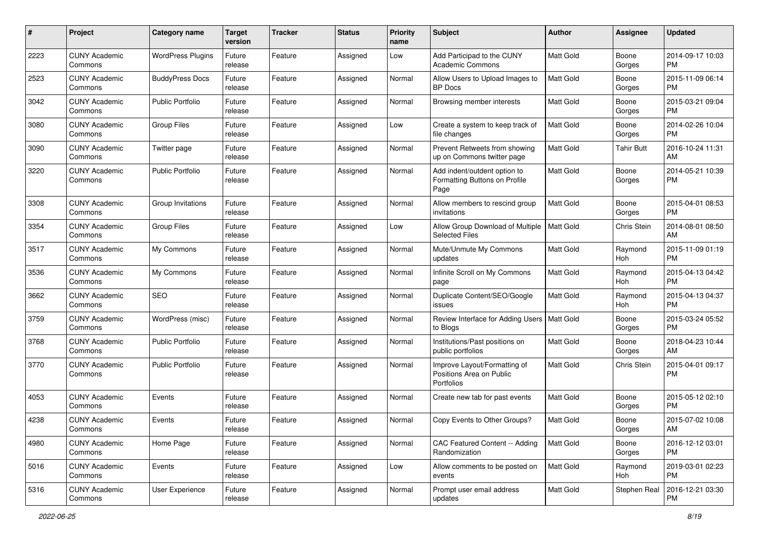| # | Project | Category name | Target version | Tracker | Status | Priority name | Subject | Author | Assignee | Updated |
|---|---|---|---|---|---|---|---|---|---|---|
| 2223 | CUNY Academic Commons | WordPress Plugins | Future release | Feature | Assigned | Low | Add Participad to the CUNY Academic Commons | Matt Gold | Boone Gorges | 2014-09-17 10:03 PM |
| 2523 | CUNY Academic Commons | BuddyPress Docs | Future release | Feature | Assigned | Normal | Allow Users to Upload Images to BP Docs | Matt Gold | Boone Gorges | 2015-11-09 06:14 PM |
| 3042 | CUNY Academic Commons | Public Portfolio | Future release | Feature | Assigned | Normal | Browsing member interests | Matt Gold | Boone Gorges | 2015-03-21 09:04 PM |
| 3080 | CUNY Academic Commons | Group Files | Future release | Feature | Assigned | Low | Create a system to keep track of file changes | Matt Gold | Boone Gorges | 2014-02-26 10:04 PM |
| 3090 | CUNY Academic Commons | Twitter page | Future release | Feature | Assigned | Normal | Prevent Retweets from showing up on Commons twitter page | Matt Gold | Tahir Butt | 2016-10-24 11:31 AM |
| 3220 | CUNY Academic Commons | Public Portfolio | Future release | Feature | Assigned | Normal | Add indent/outdent option to Formatting Buttons on Profile Page | Matt Gold | Boone Gorges | 2014-05-21 10:39 PM |
| 3308 | CUNY Academic Commons | Group Invitations | Future release | Feature | Assigned | Normal | Allow members to rescind group invitations | Matt Gold | Boone Gorges | 2015-04-01 08:53 PM |
| 3354 | CUNY Academic Commons | Group Files | Future release | Feature | Assigned | Low | Allow Group Download of Multiple Selected Files | Matt Gold | Chris Stein | 2014-08-01 08:50 AM |
| 3517 | CUNY Academic Commons | My Commons | Future release | Feature | Assigned | Normal | Mute/Unmute My Commons updates | Matt Gold | Raymond Hoh | 2015-11-09 01:19 PM |
| 3536 | CUNY Academic Commons | My Commons | Future release | Feature | Assigned | Normal | Infinite Scroll on My Commons page | Matt Gold | Raymond Hoh | 2015-04-13 04:42 PM |
| 3662 | CUNY Academic Commons | SEO | Future release | Feature | Assigned | Normal | Duplicate Content/SEO/Google issues | Matt Gold | Raymond Hoh | 2015-04-13 04:37 PM |
| 3759 | CUNY Academic Commons | WordPress (misc) | Future release | Feature | Assigned | Normal | Review Interface for Adding Users to Blogs | Matt Gold | Boone Gorges | 2015-03-24 05:52 PM |
| 3768 | CUNY Academic Commons | Public Portfolio | Future release | Feature | Assigned | Normal | Institutions/Past positions on public portfolios | Matt Gold | Boone Gorges | 2018-04-23 10:44 AM |
| 3770 | CUNY Academic Commons | Public Portfolio | Future release | Feature | Assigned | Normal | Improve Layout/Formatting of Positions Area on Public Portfolios | Matt Gold | Chris Stein | 2015-04-01 09:17 PM |
| 4053 | CUNY Academic Commons | Events | Future release | Feature | Assigned | Normal | Create new tab for past events | Matt Gold | Boone Gorges | 2015-05-12 02:10 PM |
| 4238 | CUNY Academic Commons | Events | Future release | Feature | Assigned | Normal | Copy Events to Other Groups? | Matt Gold | Boone Gorges | 2015-07-02 10:08 AM |
| 4980 | CUNY Academic Commons | Home Page | Future release | Feature | Assigned | Normal | CAC Featured Content -- Adding Randomization | Matt Gold | Boone Gorges | 2016-12-12 03:01 PM |
| 5016 | CUNY Academic Commons | Events | Future release | Feature | Assigned | Low | Allow comments to be posted on events | Matt Gold | Raymond Hoh | 2019-03-01 02:23 PM |
| 5316 | CUNY Academic Commons | User Experience | Future release | Feature | Assigned | Normal | Prompt user email address updates | Matt Gold | Stephen Real | 2016-12-21 03:30 PM |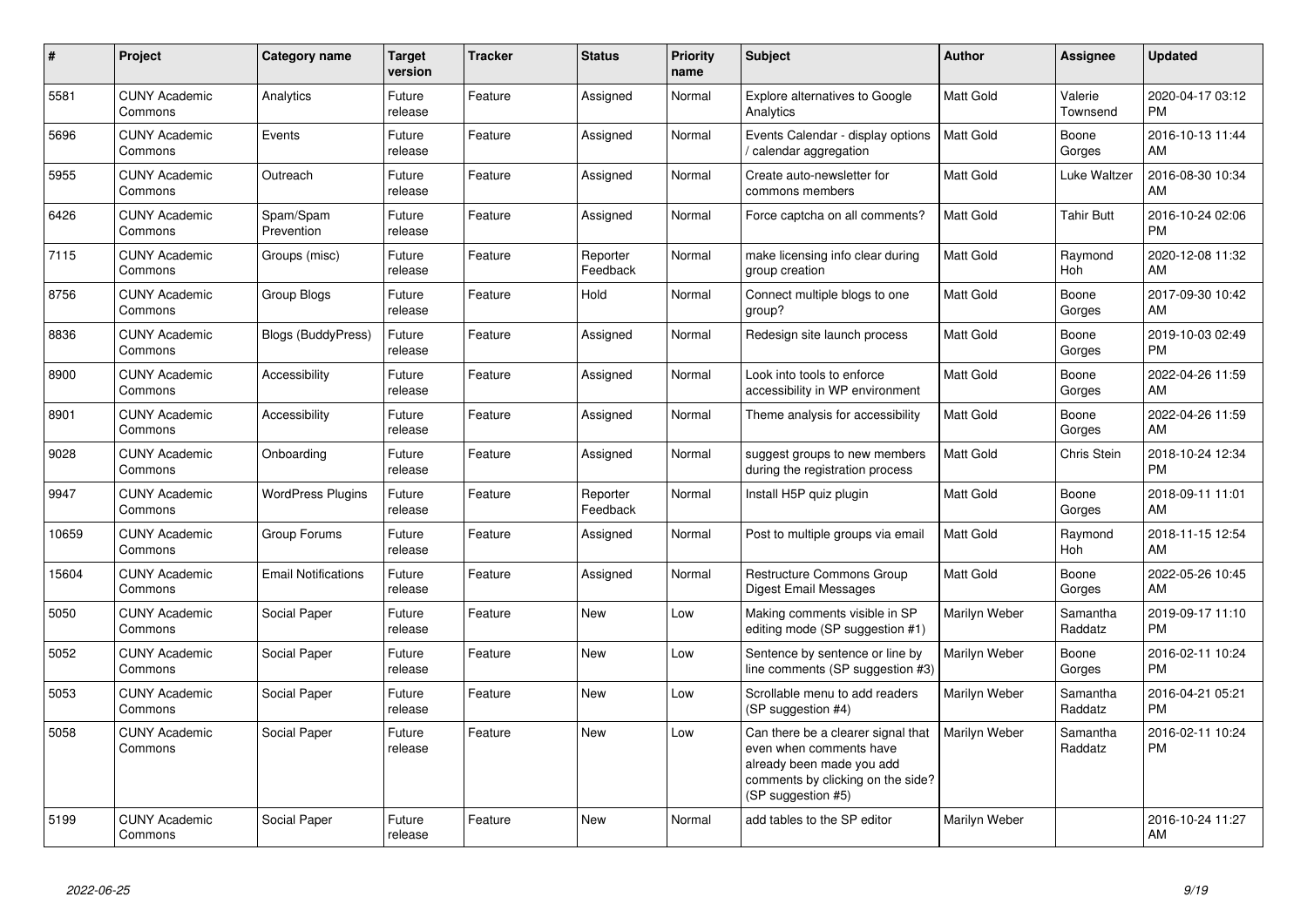| # | Project | Category name | Target version | Tracker | Status | Priority name | Subject | Author | Assignee | Updated |
|---|---|---|---|---|---|---|---|---|---|---|
| 5581 | CUNY Academic Commons | Analytics | Future release | Feature | Assigned | Normal | Explore alternatives to Google Analytics | Matt Gold | Valerie Townsend | 2020-04-17 03:12 PM |
| 5696 | CUNY Academic Commons | Events | Future release | Feature | Assigned | Normal | Events Calendar - display options / calendar aggregation | Matt Gold | Boone Gorges | 2016-10-13 11:44 AM |
| 5955 | CUNY Academic Commons | Outreach | Future release | Feature | Assigned | Normal | Create auto-newsletter for commons members | Matt Gold | Luke Waltzer | 2016-08-30 10:34 AM |
| 6426 | CUNY Academic Commons | Spam/Spam Prevention | Future release | Feature | Assigned | Normal | Force captcha on all comments? | Matt Gold | Tahir Butt | 2016-10-24 02:06 PM |
| 7115 | CUNY Academic Commons | Groups (misc) | Future release | Feature | Reporter Feedback | Normal | make licensing info clear during group creation | Matt Gold | Raymond Hoh | 2020-12-08 11:32 AM |
| 8756 | CUNY Academic Commons | Group Blogs | Future release | Feature | Hold | Normal | Connect multiple blogs to one group? | Matt Gold | Boone Gorges | 2017-09-30 10:42 AM |
| 8836 | CUNY Academic Commons | Blogs (BuddyPress) | Future release | Feature | Assigned | Normal | Redesign site launch process | Matt Gold | Boone Gorges | 2019-10-03 02:49 PM |
| 8900 | CUNY Academic Commons | Accessibility | Future release | Feature | Assigned | Normal | Look into tools to enforce accessibility in WP environment | Matt Gold | Boone Gorges | 2022-04-26 11:59 AM |
| 8901 | CUNY Academic Commons | Accessibility | Future release | Feature | Assigned | Normal | Theme analysis for accessibility | Matt Gold | Boone Gorges | 2022-04-26 11:59 AM |
| 9028 | CUNY Academic Commons | Onboarding | Future release | Feature | Assigned | Normal | suggest groups to new members during the registration process | Matt Gold | Chris Stein | 2018-10-24 12:34 PM |
| 9947 | CUNY Academic Commons | WordPress Plugins | Future release | Feature | Reporter Feedback | Normal | Install H5P quiz plugin | Matt Gold | Boone Gorges | 2018-09-11 11:01 AM |
| 10659 | CUNY Academic Commons | Group Forums | Future release | Feature | Assigned | Normal | Post to multiple groups via email | Matt Gold | Raymond Hoh | 2018-11-15 12:54 AM |
| 15604 | CUNY Academic Commons | Email Notifications | Future release | Feature | Assigned | Normal | Restructure Commons Group Digest Email Messages | Matt Gold | Boone Gorges | 2022-05-26 10:45 AM |
| 5050 | CUNY Academic Commons | Social Paper | Future release | Feature | New | Low | Making comments visible in SP editing mode (SP suggestion #1) | Marilyn Weber | Samantha Raddatz | 2019-09-17 11:10 PM |
| 5052 | CUNY Academic Commons | Social Paper | Future release | Feature | New | Low | Sentence by sentence or line by line comments (SP suggestion #3) | Marilyn Weber | Boone Gorges | 2016-02-11 10:24 PM |
| 5053 | CUNY Academic Commons | Social Paper | Future release | Feature | New | Low | Scrollable menu to add readers (SP suggestion #4) | Marilyn Weber | Samantha Raddatz | 2016-04-21 05:21 PM |
| 5058 | CUNY Academic Commons | Social Paper | Future release | Feature | New | Low | Can there be a clearer signal that even when comments have already been made you add comments by clicking on the side? (SP suggestion #5) | Marilyn Weber | Samantha Raddatz | 2016-02-11 10:24 PM |
| 5199 | CUNY Academic Commons | Social Paper | Future release | Feature | New | Normal | add tables to the SP editor | Marilyn Weber | | 2016-10-24 11:27 AM |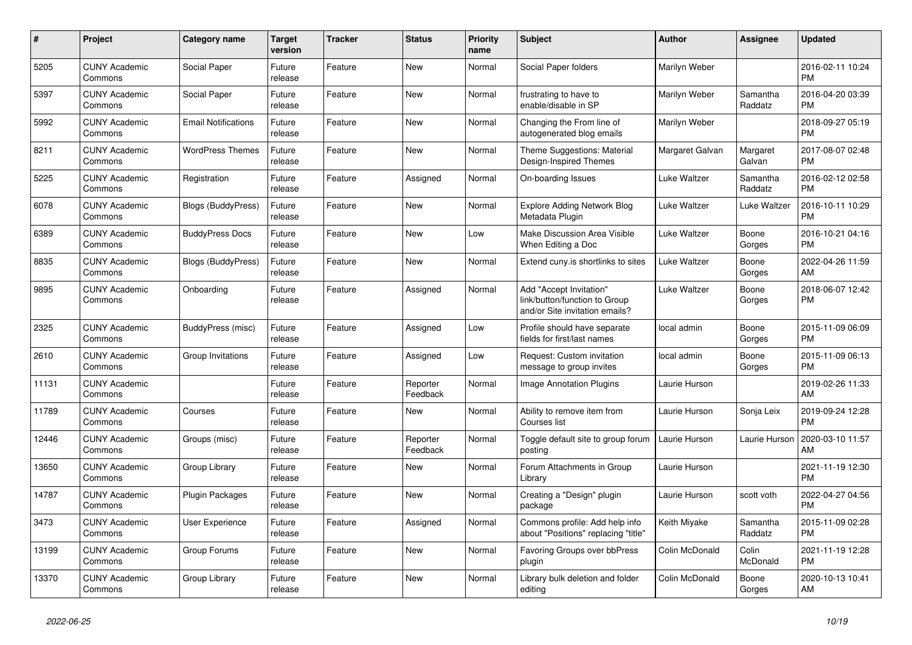| # | Project | Category name | Target version | Tracker | Status | Priority name | Subject | Author | Assignee | Updated |
|---|---|---|---|---|---|---|---|---|---|---|
| 5205 | CUNY Academic Commons | Social Paper | Future release | Feature | New | Normal | Social Paper folders | Marilyn Weber | | 2016-02-11 10:24 PM |
| 5397 | CUNY Academic Commons | Social Paper | Future release | Feature | New | Normal | frustrating to have to enable/disable in SP | Marilyn Weber | Samantha Raddatz | 2016-04-20 03:39 PM |
| 5992 | CUNY Academic Commons | Email Notifications | Future release | Feature | New | Normal | Changing the From line of autogenerated blog emails | Marilyn Weber | | 2018-09-27 05:19 PM |
| 8211 | CUNY Academic Commons | WordPress Themes | Future release | Feature | New | Normal | Theme Suggestions: Material Design-Inspired Themes | Margaret Galvan | Margaret Galvan | 2017-08-07 02:48 PM |
| 5225 | CUNY Academic Commons | Registration | Future release | Feature | Assigned | Normal | On-boarding Issues | Luke Waltzer | Samantha Raddatz | 2016-02-12 02:58 PM |
| 6078 | CUNY Academic Commons | Blogs (BuddyPress) | Future release | Feature | New | Normal | Explore Adding Network Blog Metadata Plugin | Luke Waltzer | Luke Waltzer | 2016-10-11 10:29 PM |
| 6389 | CUNY Academic Commons | BuddyPress Docs | Future release | Feature | New | Low | Make Discussion Area Visible When Editing a Doc | Luke Waltzer | Boone Gorges | 2016-10-21 04:16 PM |
| 8835 | CUNY Academic Commons | Blogs (BuddyPress) | Future release | Feature | New | Normal | Extend cuny.is shortlinks to sites | Luke Waltzer | Boone Gorges | 2022-04-26 11:59 AM |
| 9895 | CUNY Academic Commons | Onboarding | Future release | Feature | Assigned | Normal | Add "Accept Invitation" link/button/function to Group and/or Site invitation emails? | Luke Waltzer | Boone Gorges | 2018-06-07 12:42 PM |
| 2325 | CUNY Academic Commons | BuddyPress (misc) | Future release | Feature | Assigned | Low | Profile should have separate fields for first/last names | local admin | Boone Gorges | 2015-11-09 06:09 PM |
| 2610 | CUNY Academic Commons | Group Invitations | Future release | Feature | Assigned | Low | Request: Custom invitation message to group invites | local admin | Boone Gorges | 2015-11-09 06:13 PM |
| 11131 | CUNY Academic Commons | | Future release | Feature | Reporter Feedback | Normal | Image Annotation Plugins | Laurie Hurson | | 2019-02-26 11:33 AM |
| 11789 | CUNY Academic Commons | Courses | Future release | Feature | New | Normal | Ability to remove item from Courses list | Laurie Hurson | Sonja Leix | 2019-09-24 12:28 PM |
| 12446 | CUNY Academic Commons | Groups (misc) | Future release | Feature | Reporter Feedback | Normal | Toggle default site to group forum posting | Laurie Hurson | Laurie Hurson | 2020-03-10 11:57 AM |
| 13650 | CUNY Academic Commons | Group Library | Future release | Feature | New | Normal | Forum Attachments in Group Library | Laurie Hurson | | 2021-11-19 12:30 PM |
| 14787 | CUNY Academic Commons | Plugin Packages | Future release | Feature | New | Normal | Creating a "Design" plugin package | Laurie Hurson | scott voth | 2022-04-27 04:56 PM |
| 3473 | CUNY Academic Commons | User Experience | Future release | Feature | Assigned | Normal | Commons profile: Add help info about "Positions" replacing "title" | Keith Miyake | Samantha Raddatz | 2015-11-09 02:28 PM |
| 13199 | CUNY Academic Commons | Group Forums | Future release | Feature | New | Normal | Favoring Groups over bbPress plugin | Colin McDonald | Colin McDonald | 2021-11-19 12:28 PM |
| 13370 | CUNY Academic Commons | Group Library | Future release | Feature | New | Normal | Library bulk deletion and folder editing | Colin McDonald | Boone Gorges | 2020-10-13 10:41 AM |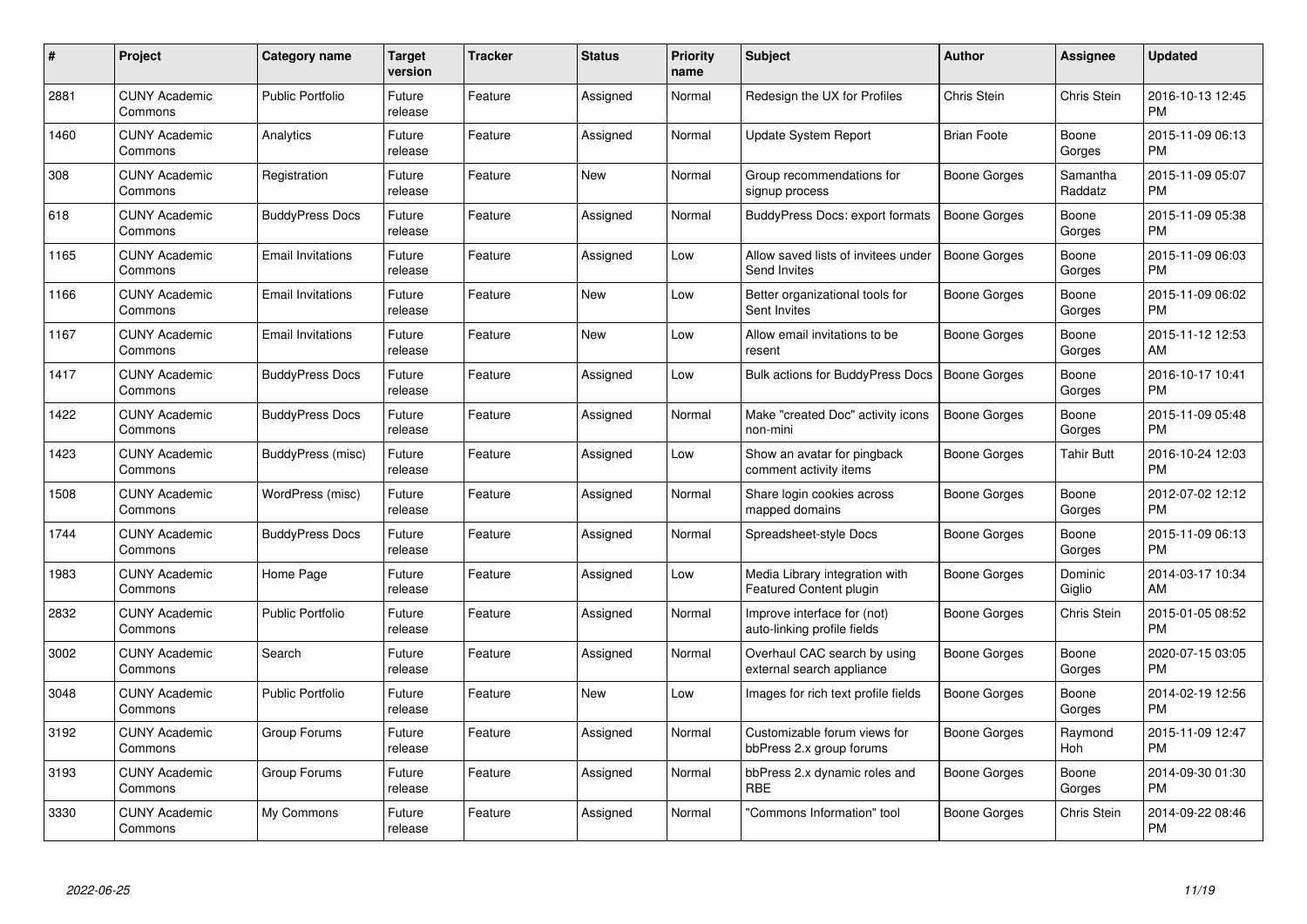| # | Project | Category name | Target version | Tracker | Status | Priority name | Subject | Author | Assignee | Updated |
|---|---|---|---|---|---|---|---|---|---|---|
| 2881 | CUNY Academic Commons | Public Portfolio | Future release | Feature | Assigned | Normal | Redesign the UX for Profiles | Chris Stein | Chris Stein | 2016-10-13 12:45 PM |
| 1460 | CUNY Academic Commons | Analytics | Future release | Feature | Assigned | Normal | Update System Report | Brian Foote | Boone Gorges | 2015-11-09 06:13 PM |
| 308 | CUNY Academic Commons | Registration | Future release | Feature | New | Normal | Group recommendations for signup process | Boone Gorges | Samantha Raddatz | 2015-11-09 05:07 PM |
| 618 | CUNY Academic Commons | BuddyPress Docs | Future release | Feature | Assigned | Normal | BuddyPress Docs: export formats | Boone Gorges | Boone Gorges | 2015-11-09 05:38 PM |
| 1165 | CUNY Academic Commons | Email Invitations | Future release | Feature | Assigned | Low | Allow saved lists of invitees under Send Invites | Boone Gorges | Boone Gorges | 2015-11-09 06:03 PM |
| 1166 | CUNY Academic Commons | Email Invitations | Future release | Feature | New | Low | Better organizational tools for Sent Invites | Boone Gorges | Boone Gorges | 2015-11-09 06:02 PM |
| 1167 | CUNY Academic Commons | Email Invitations | Future release | Feature | New | Low | Allow email invitations to be resent | Boone Gorges | Boone Gorges | 2015-11-12 12:53 AM |
| 1417 | CUNY Academic Commons | BuddyPress Docs | Future release | Feature | Assigned | Low | Bulk actions for BuddyPress Docs | Boone Gorges | Boone Gorges | 2016-10-17 10:41 PM |
| 1422 | CUNY Academic Commons | BuddyPress Docs | Future release | Feature | Assigned | Normal | Make "created Doc" activity icons non-mini | Boone Gorges | Boone Gorges | 2015-11-09 05:48 PM |
| 1423 | CUNY Academic Commons | BuddyPress (misc) | Future release | Feature | Assigned | Low | Show an avatar for pingback comment activity items | Boone Gorges | Tahir Butt | 2016-10-24 12:03 PM |
| 1508 | CUNY Academic Commons | WordPress (misc) | Future release | Feature | Assigned | Normal | Share login cookies across mapped domains | Boone Gorges | Boone Gorges | 2012-07-02 12:12 PM |
| 1744 | CUNY Academic Commons | BuddyPress Docs | Future release | Feature | Assigned | Normal | Spreadsheet-style Docs | Boone Gorges | Boone Gorges | 2015-11-09 06:13 PM |
| 1983 | CUNY Academic Commons | Home Page | Future release | Feature | Assigned | Low | Media Library integration with Featured Content plugin | Boone Gorges | Dominic Giglio | 2014-03-17 10:34 AM |
| 2832 | CUNY Academic Commons | Public Portfolio | Future release | Feature | Assigned | Normal | Improve interface for (not) auto-linking profile fields | Boone Gorges | Chris Stein | 2015-01-05 08:52 PM |
| 3002 | CUNY Academic Commons | Search | Future release | Feature | Assigned | Normal | Overhaul CAC search by using external search appliance | Boone Gorges | Boone Gorges | 2020-07-15 03:05 PM |
| 3048 | CUNY Academic Commons | Public Portfolio | Future release | Feature | New | Low | Images for rich text profile fields | Boone Gorges | Boone Gorges | 2014-02-19 12:56 PM |
| 3192 | CUNY Academic Commons | Group Forums | Future release | Feature | Assigned | Normal | Customizable forum views for bbPress 2.x group forums | Boone Gorges | Raymond Hoh | 2015-11-09 12:47 PM |
| 3193 | CUNY Academic Commons | Group Forums | Future release | Feature | Assigned | Normal | bbPress 2.x dynamic roles and RBE | Boone Gorges | Boone Gorges | 2014-09-30 01:30 PM |
| 3330 | CUNY Academic Commons | My Commons | Future release | Feature | Assigned | Normal | "Commons Information" tool | Boone Gorges | Chris Stein | 2014-09-22 08:46 PM |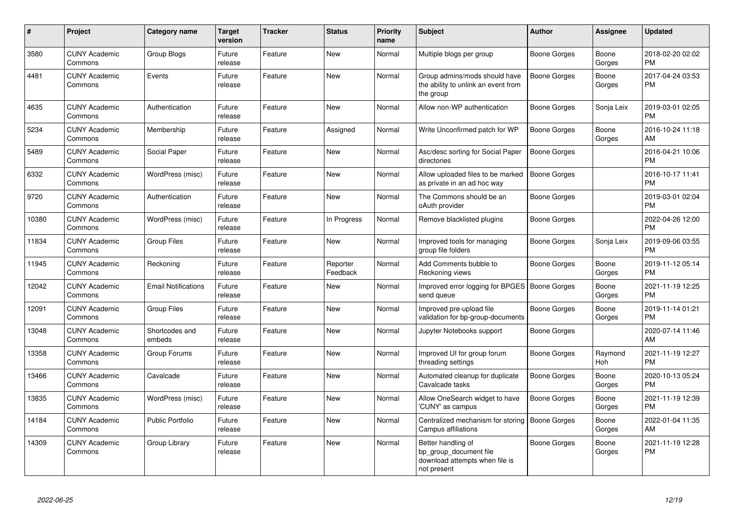| # | Project | Category name | Target version | Tracker | Status | Priority name | Subject | Author | Assignee | Updated |
|---|---|---|---|---|---|---|---|---|---|---|
| 3580 | CUNY Academic Commons | Group Blogs | Future release | Feature | New | Normal | Multiple blogs per group | Boone Gorges | Boone Gorges | 2018-02-20 02:02 PM |
| 4481 | CUNY Academic Commons | Events | Future release | Feature | New | Normal | Group admins/mods should have the ability to unlink an event from the group | Boone Gorges | Boone Gorges | 2017-04-24 03:53 PM |
| 4635 | CUNY Academic Commons | Authentication | Future release | Feature | New | Normal | Allow non-WP authentication | Boone Gorges | Sonja Leix | 2019-03-01 02:05 PM |
| 5234 | CUNY Academic Commons | Membership | Future release | Feature | Assigned | Normal | Write Unconfirmed patch for WP | Boone Gorges | Boone Gorges | 2016-10-24 11:18 AM |
| 5489 | CUNY Academic Commons | Social Paper | Future release | Feature | New | Normal | Asc/desc sorting for Social Paper directories | Boone Gorges | | 2016-04-21 10:06 PM |
| 6332 | CUNY Academic Commons | WordPress (misc) | Future release | Feature | New | Normal | Allow uploaded files to be marked as private in an ad hoc way | Boone Gorges | | 2016-10-17 11:41 PM |
| 9720 | CUNY Academic Commons | Authentication | Future release | Feature | New | Normal | The Commons should be an oAuth provider | Boone Gorges | | 2019-03-01 02:04 PM |
| 10380 | CUNY Academic Commons | WordPress (misc) | Future release | Feature | In Progress | Normal | Remove blacklisted plugins | Boone Gorges | | 2022-04-26 12:00 PM |
| 11834 | CUNY Academic Commons | Group Files | Future release | Feature | New | Normal | Improved tools for managing group file folders | Boone Gorges | Sonja Leix | 2019-09-06 03:55 PM |
| 11945 | CUNY Academic Commons | Reckoning | Future release | Feature | Reporter Feedback | Normal | Add Comments bubble to Reckoning views | Boone Gorges | Boone Gorges | 2019-11-12 05:14 PM |
| 12042 | CUNY Academic Commons | Email Notifications | Future release | Feature | New | Normal | Improved error logging for BPGES send queue | Boone Gorges | Boone Gorges | 2021-11-19 12:25 PM |
| 12091 | CUNY Academic Commons | Group Files | Future release | Feature | New | Normal | Improved pre-upload file validation for bp-group-documents | Boone Gorges | Boone Gorges | 2019-11-14 01:21 PM |
| 13048 | CUNY Academic Commons | Shortcodes and embeds | Future release | Feature | New | Normal | Jupyter Notebooks support | Boone Gorges | | 2020-07-14 11:46 AM |
| 13358 | CUNY Academic Commons | Group Forums | Future release | Feature | New | Normal | Improved UI for group forum threading settings | Boone Gorges | Raymond Hoh | 2021-11-19 12:27 PM |
| 13466 | CUNY Academic Commons | Cavalcade | Future release | Feature | New | Normal | Automated cleanup for duplicate Cavalcade tasks | Boone Gorges | Boone Gorges | 2020-10-13 05:24 PM |
| 13835 | CUNY Academic Commons | WordPress (misc) | Future release | Feature | New | Normal | Allow OneSearch widget to have 'CUNY' as campus | Boone Gorges | Boone Gorges | 2021-11-19 12:39 PM |
| 14184 | CUNY Academic Commons | Public Portfolio | Future release | Feature | New | Normal | Centralized mechanism for storing Campus affiliations | Boone Gorges | Boone Gorges | 2022-01-04 11:35 AM |
| 14309 | CUNY Academic Commons | Group Library | Future release | Feature | New | Normal | Better handling of bp_group_document file download attempts when file is not present | Boone Gorges | Boone Gorges | 2021-11-19 12:28 PM |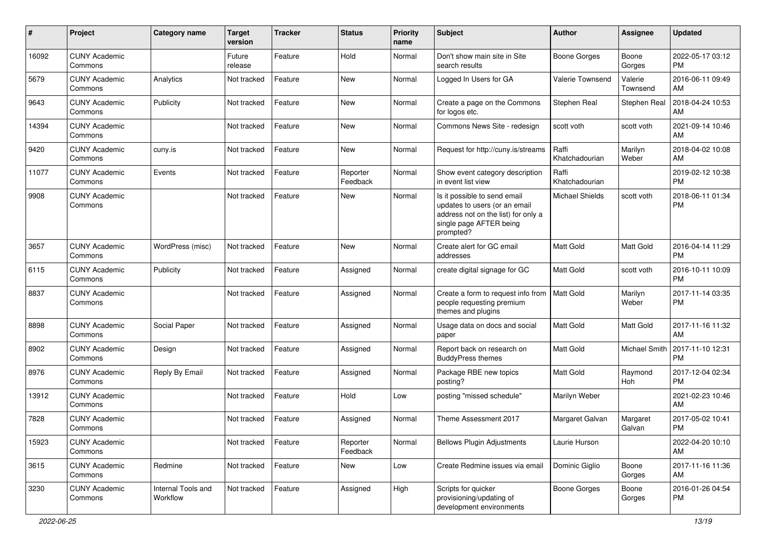| # | Project | Category name | Target version | Tracker | Status | Priority name | Subject | Author | Assignee | Updated |
|---|---|---|---|---|---|---|---|---|---|---|
| 16092 | CUNY Academic Commons | | Future release | Feature | Hold | Normal | Don't show main site in Site search results | Boone Gorges | Boone Gorges | 2022-05-17 03:12 PM |
| 5679 | CUNY Academic Commons | Analytics | Not tracked | Feature | New | Normal | Logged In Users for GA | Valerie Townsend | Valerie Townsend | 2016-06-11 09:49 AM |
| 9643 | CUNY Academic Commons | Publicity | Not tracked | Feature | New | Normal | Create a page on the Commons for logos etc. | Stephen Real | Stephen Real | 2018-04-24 10:53 AM |
| 14394 | CUNY Academic Commons | | Not tracked | Feature | New | Normal | Commons News Site - redesign | scott voth | scott voth | 2021-09-14 10:46 AM |
| 9420 | CUNY Academic Commons | cuny.is | Not tracked | Feature | New | Normal | Request for http://cuny.is/streams | Raffi Khatchadourian | Marilyn Weber | 2018-04-02 10:08 AM |
| 11077 | CUNY Academic Commons | Events | Not tracked | Feature | Reporter Feedback | Normal | Show event category description in event list view | Raffi Khatchadourian | | 2019-02-12 10:38 PM |
| 9908 | CUNY Academic Commons | | Not tracked | Feature | New | Normal | Is it possible to send email updates to users (or an email address not on the list) for only a single page AFTER being prompted? | Michael Shields | scott voth | 2018-06-11 01:34 PM |
| 3657 | CUNY Academic Commons | WordPress (misc) | Not tracked | Feature | New | Normal | Create alert for GC email addresses | Matt Gold | Matt Gold | 2016-04-14 11:29 PM |
| 6115 | CUNY Academic Commons | Publicity | Not tracked | Feature | Assigned | Normal | create digital signage for GC | Matt Gold | scott voth | 2016-10-11 10:09 PM |
| 8837 | CUNY Academic Commons | | Not tracked | Feature | Assigned | Normal | Create a form to request info from people requesting premium themes and plugins | Matt Gold | Marilyn Weber | 2017-11-14 03:35 PM |
| 8898 | CUNY Academic Commons | Social Paper | Not tracked | Feature | Assigned | Normal | Usage data on docs and social paper | Matt Gold | Matt Gold | 2017-11-16 11:32 AM |
| 8902 | CUNY Academic Commons | Design | Not tracked | Feature | Assigned | Normal | Report back on research on BuddyPress themes | Matt Gold | Michael Smith | 2017-11-10 12:31 PM |
| 8976 | CUNY Academic Commons | Reply By Email | Not tracked | Feature | Assigned | Normal | Package RBE new topics posting? | Matt Gold | Raymond Hoh | 2017-12-04 02:34 PM |
| 13912 | CUNY Academic Commons | | Not tracked | Feature | Hold | Low | posting "missed schedule" | Marilyn Weber | | 2021-02-23 10:46 AM |
| 7828 | CUNY Academic Commons | | Not tracked | Feature | Assigned | Normal | Theme Assessment 2017 | Margaret Galvan | Margaret Galvan | 2017-05-02 10:41 PM |
| 15923 | CUNY Academic Commons | | Not tracked | Feature | Reporter Feedback | Normal | Bellows Plugin Adjustments | Laurie Hurson | | 2022-04-20 10:10 AM |
| 3615 | CUNY Academic Commons | Redmine | Not tracked | Feature | New | Low | Create Redmine issues via email | Dominic Giglio | Boone Gorges | 2017-11-16 11:36 AM |
| 3230 | CUNY Academic Commons | Internal Tools and Workflow | Not tracked | Feature | Assigned | High | Scripts for quicker provisioning/updating of development environments | Boone Gorges | Boone Gorges | 2016-01-26 04:54 PM |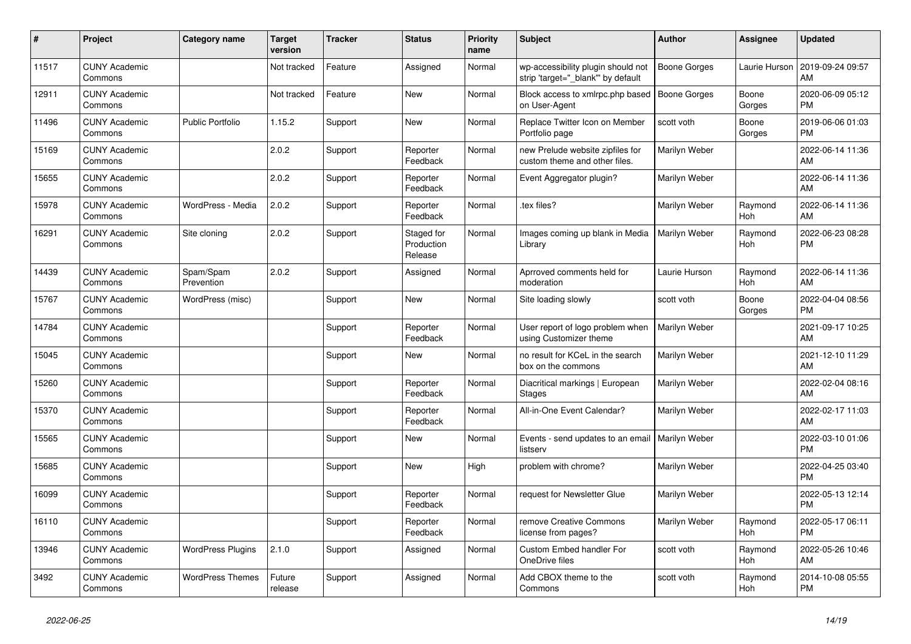| # | Project | Category name | Target version | Tracker | Status | Priority name | Subject | Author | Assignee | Updated |
|---|---|---|---|---|---|---|---|---|---|---|
| 11517 | CUNY Academic Commons | | Not tracked | Feature | Assigned | Normal | wp-accessibility plugin should not strip 'target="_blank"' by default | Boone Gorges | Laurie Hurson | 2019-09-24 09:57 AM |
| 12911 | CUNY Academic Commons | | Not tracked | Feature | New | Normal | Block access to xmlrpc.php based on User-Agent | Boone Gorges | Boone Gorges | 2020-06-09 05:12 PM |
| 11496 | CUNY Academic Commons | Public Portfolio | 1.15.2 | Support | New | Normal | Replace Twitter Icon on Member Portfolio page | scott voth | Boone Gorges | 2019-06-06 01:03 PM |
| 15169 | CUNY Academic Commons | | 2.0.2 | Support | Reporter Feedback | Normal | new Prelude website zipfiles for custom theme and other files. | Marilyn Weber | | 2022-06-14 11:36 AM |
| 15655 | CUNY Academic Commons | | 2.0.2 | Support | Reporter Feedback | Normal | Event Aggregator plugin? | Marilyn Weber | | 2022-06-14 11:36 AM |
| 15978 | CUNY Academic Commons | WordPress - Media | 2.0.2 | Support | Reporter Feedback | Normal | .tex files? | Marilyn Weber | Raymond Hoh | 2022-06-14 11:36 AM |
| 16291 | CUNY Academic Commons | Site cloning | 2.0.2 | Support | Staged for Production Release | Normal | Images coming up blank in Media Library | Marilyn Weber | Raymond Hoh | 2022-06-23 08:28 PM |
| 14439 | CUNY Academic Commons | Spam/Spam Prevention | 2.0.2 | Support | Assigned | Normal | Aprroved comments held for moderation | Laurie Hurson | Raymond Hoh | 2022-06-14 11:36 AM |
| 15767 | CUNY Academic Commons | WordPress (misc) | | Support | New | Normal | Site loading slowly | scott voth | Boone Gorges | 2022-04-04 08:56 PM |
| 14784 | CUNY Academic Commons | | | Support | Reporter Feedback | Normal | User report of logo problem when using Customizer theme | Marilyn Weber | | 2021-09-17 10:25 AM |
| 15045 | CUNY Academic Commons | | | Support | New | Normal | no result for KCeL in the search box on the commons | Marilyn Weber | | 2021-12-10 11:29 AM |
| 15260 | CUNY Academic Commons | | | Support | Reporter Feedback | Normal | Diacritical markings \| European Stages | Marilyn Weber | | 2022-02-04 08:16 AM |
| 15370 | CUNY Academic Commons | | | Support | Reporter Feedback | Normal | All-in-One Event Calendar? | Marilyn Weber | | 2022-02-17 11:03 AM |
| 15565 | CUNY Academic Commons | | | Support | New | Normal | Events - send updates to an email listserv | Marilyn Weber | | 2022-03-10 01:06 PM |
| 15685 | CUNY Academic Commons | | | Support | New | High | problem with chrome? | Marilyn Weber | | 2022-04-25 03:40 PM |
| 16099 | CUNY Academic Commons | | | Support | Reporter Feedback | Normal | request for Newsletter Glue | Marilyn Weber | | 2022-05-13 12:14 PM |
| 16110 | CUNY Academic Commons | | | Support | Reporter Feedback | Normal | remove Creative Commons license from pages? | Marilyn Weber | Raymond Hoh | 2022-05-17 06:11 PM |
| 13946 | CUNY Academic Commons | WordPress Plugins | 2.1.0 | Support | Assigned | Normal | Custom Embed handler For OneDrive files | scott voth | Raymond Hoh | 2022-05-26 10:46 AM |
| 3492 | CUNY Academic Commons | WordPress Themes | Future release | Support | Assigned | Normal | Add CBOX theme to the Commons | scott voth | Raymond Hoh | 2014-10-08 05:55 PM |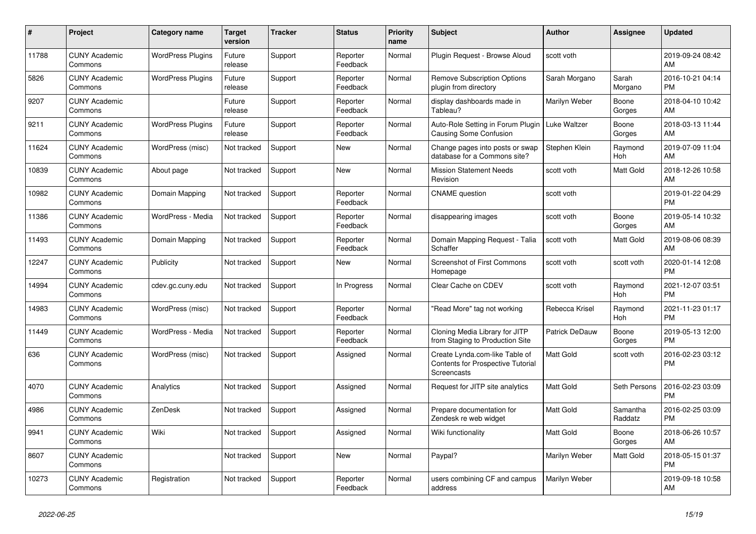| # | Project | Category name | Target version | Tracker | Status | Priority name | Subject | Author | Assignee | Updated |
|---|---|---|---|---|---|---|---|---|---|---|
| 11788 | CUNY Academic Commons | WordPress Plugins | Future release | Support | Reporter Feedback | Normal | Plugin Request - Browse Aloud | scott voth | | 2019-09-24 08:42 AM |
| 5826 | CUNY Academic Commons | WordPress Plugins | Future release | Support | Reporter Feedback | Normal | Remove Subscription Options plugin from directory | Sarah Morgano | Sarah Morgano | 2016-10-21 04:14 PM |
| 9207 | CUNY Academic Commons | | Future release | Support | Reporter Feedback | Normal | display dashboards made in Tableau? | Marilyn Weber | Boone Gorges | 2018-04-10 10:42 AM |
| 9211 | CUNY Academic Commons | WordPress Plugins | Future release | Support | Reporter Feedback | Normal | Auto-Role Setting in Forum Plugin Causing Some Confusion | Luke Waltzer | Boone Gorges | 2018-03-13 11:44 AM |
| 11624 | CUNY Academic Commons | WordPress (misc) | Not tracked | Support | New | Normal | Change pages into posts or swap database for a Commons site? | Stephen Klein | Raymond Hoh | 2019-07-09 11:04 AM |
| 10839 | CUNY Academic Commons | About page | Not tracked | Support | New | Normal | Mission Statement Needs Revision | scott voth | Matt Gold | 2018-12-26 10:58 AM |
| 10982 | CUNY Academic Commons | Domain Mapping | Not tracked | Support | Reporter Feedback | Normal | CNAME question | scott voth | | 2019-01-22 04:29 PM |
| 11386 | CUNY Academic Commons | WordPress - Media | Not tracked | Support | Reporter Feedback | Normal | disappearing images | scott voth | Boone Gorges | 2019-05-14 10:32 AM |
| 11493 | CUNY Academic Commons | Domain Mapping | Not tracked | Support | Reporter Feedback | Normal | Domain Mapping Request - Talia Schaffer | scott voth | Matt Gold | 2019-08-06 08:39 AM |
| 12247 | CUNY Academic Commons | Publicity | Not tracked | Support | New | Normal | Screenshot of First Commons Homepage | scott voth | scott voth | 2020-01-14 12:08 PM |
| 14994 | CUNY Academic Commons | cdev.gc.cuny.edu | Not tracked | Support | In Progress | Normal | Clear Cache on CDEV | scott voth | Raymond Hoh | 2021-12-07 03:51 PM |
| 14983 | CUNY Academic Commons | WordPress (misc) | Not tracked | Support | Reporter Feedback | Normal | "Read More" tag not working | Rebecca Krisel | Raymond Hoh | 2021-11-23 01:17 PM |
| 11449 | CUNY Academic Commons | WordPress - Media | Not tracked | Support | Reporter Feedback | Normal | Cloning Media Library for JITP from Staging to Production Site | Patrick DeDauw | Boone Gorges | 2019-05-13 12:00 PM |
| 636 | CUNY Academic Commons | WordPress (misc) | Not tracked | Support | Assigned | Normal | Create Lynda.com-like Table of Contents for Prospective Tutorial Screencasts | Matt Gold | scott voth | 2016-02-23 03:12 PM |
| 4070 | CUNY Academic Commons | Analytics | Not tracked | Support | Assigned | Normal | Request for JITP site analytics | Matt Gold | Seth Persons | 2016-02-23 03:09 PM |
| 4986 | CUNY Academic Commons | ZenDesk | Not tracked | Support | Assigned | Normal | Prepare documentation for Zendesk re web widget | Matt Gold | Samantha Raddatz | 2016-02-25 03:09 PM |
| 9941 | CUNY Academic Commons | Wiki | Not tracked | Support | Assigned | Normal | Wiki functionality | Matt Gold | Boone Gorges | 2018-06-26 10:57 AM |
| 8607 | CUNY Academic Commons | | Not tracked | Support | New | Normal | Paypal? | Marilyn Weber | Matt Gold | 2018-05-15 01:37 PM |
| 10273 | CUNY Academic Commons | Registration | Not tracked | Support | Reporter Feedback | Normal | users combining CF and campus address | Marilyn Weber | | 2019-09-18 10:58 AM |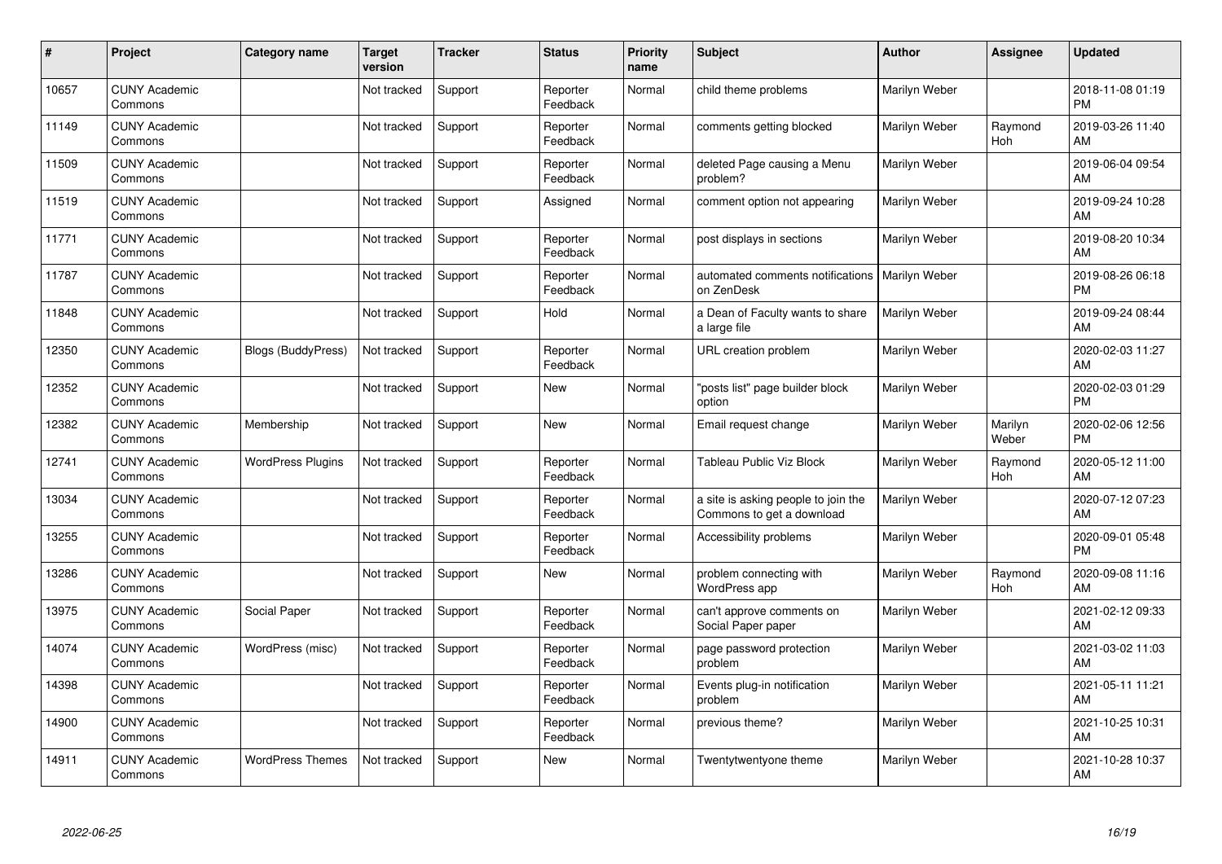| # | Project | Category name | Target version | Tracker | Status | Priority name | Subject | Author | Assignee | Updated |
|---|---|---|---|---|---|---|---|---|---|---|
| 10657 | CUNY Academic Commons | | Not tracked | Support | Reporter Feedback | Normal | child theme problems | Marilyn Weber | | 2018-11-08 01:19 PM |
| 11149 | CUNY Academic Commons | | Not tracked | Support | Reporter Feedback | Normal | comments getting blocked | Marilyn Weber | Raymond Hoh | 2019-03-26 11:40 AM |
| 11509 | CUNY Academic Commons | | Not tracked | Support | Reporter Feedback | Normal | deleted Page causing a Menu problem? | Marilyn Weber | | 2019-06-04 09:54 AM |
| 11519 | CUNY Academic Commons | | Not tracked | Support | Assigned | Normal | comment option not appearing | Marilyn Weber | | 2019-09-24 10:28 AM |
| 11771 | CUNY Academic Commons | | Not tracked | Support | Reporter Feedback | Normal | post displays in sections | Marilyn Weber | | 2019-08-20 10:34 AM |
| 11787 | CUNY Academic Commons | | Not tracked | Support | Reporter Feedback | Normal | automated comments notifications on ZenDesk | Marilyn Weber | | 2019-08-26 06:18 PM |
| 11848 | CUNY Academic Commons | | Not tracked | Support | Hold | Normal | a Dean of Faculty wants to share a large file | Marilyn Weber | | 2019-09-24 08:44 AM |
| 12350 | CUNY Academic Commons | Blogs (BuddyPress) | Not tracked | Support | Reporter Feedback | Normal | URL creation problem | Marilyn Weber | | 2020-02-03 11:27 AM |
| 12352 | CUNY Academic Commons | | Not tracked | Support | New | Normal | "posts list" page builder block option | Marilyn Weber | | 2020-02-03 01:29 PM |
| 12382 | CUNY Academic Commons | Membership | Not tracked | Support | New | Normal | Email request change | Marilyn Weber | Marilyn Weber | 2020-02-06 12:56 PM |
| 12741 | CUNY Academic Commons | WordPress Plugins | Not tracked | Support | Reporter Feedback | Normal | Tableau Public Viz Block | Marilyn Weber | Raymond Hoh | 2020-05-12 11:00 AM |
| 13034 | CUNY Academic Commons | | Not tracked | Support | Reporter Feedback | Normal | a site is asking people to join the Commons to get a download | Marilyn Weber | | 2020-07-12 07:23 AM |
| 13255 | CUNY Academic Commons | | Not tracked | Support | Reporter Feedback | Normal | Accessibility problems | Marilyn Weber | | 2020-09-01 05:48 PM |
| 13286 | CUNY Academic Commons | | Not tracked | Support | New | Normal | problem connecting with WordPress app | Marilyn Weber | Raymond Hoh | 2020-09-08 11:16 AM |
| 13975 | CUNY Academic Commons | Social Paper | Not tracked | Support | Reporter Feedback | Normal | can't approve comments on Social Paper paper | Marilyn Weber | | 2021-02-12 09:33 AM |
| 14074 | CUNY Academic Commons | WordPress (misc) | Not tracked | Support | Reporter Feedback | Normal | page password protection problem | Marilyn Weber | | 2021-03-02 11:03 AM |
| 14398 | CUNY Academic Commons | | Not tracked | Support | Reporter Feedback | Normal | Events plug-in notification problem | Marilyn Weber | | 2021-05-11 11:21 AM |
| 14900 | CUNY Academic Commons | | Not tracked | Support | Reporter Feedback | Normal | previous theme? | Marilyn Weber | | 2021-10-25 10:31 AM |
| 14911 | CUNY Academic Commons | WordPress Themes | Not tracked | Support | New | Normal | Twentytwentyone theme | Marilyn Weber | | 2021-10-28 10:37 AM |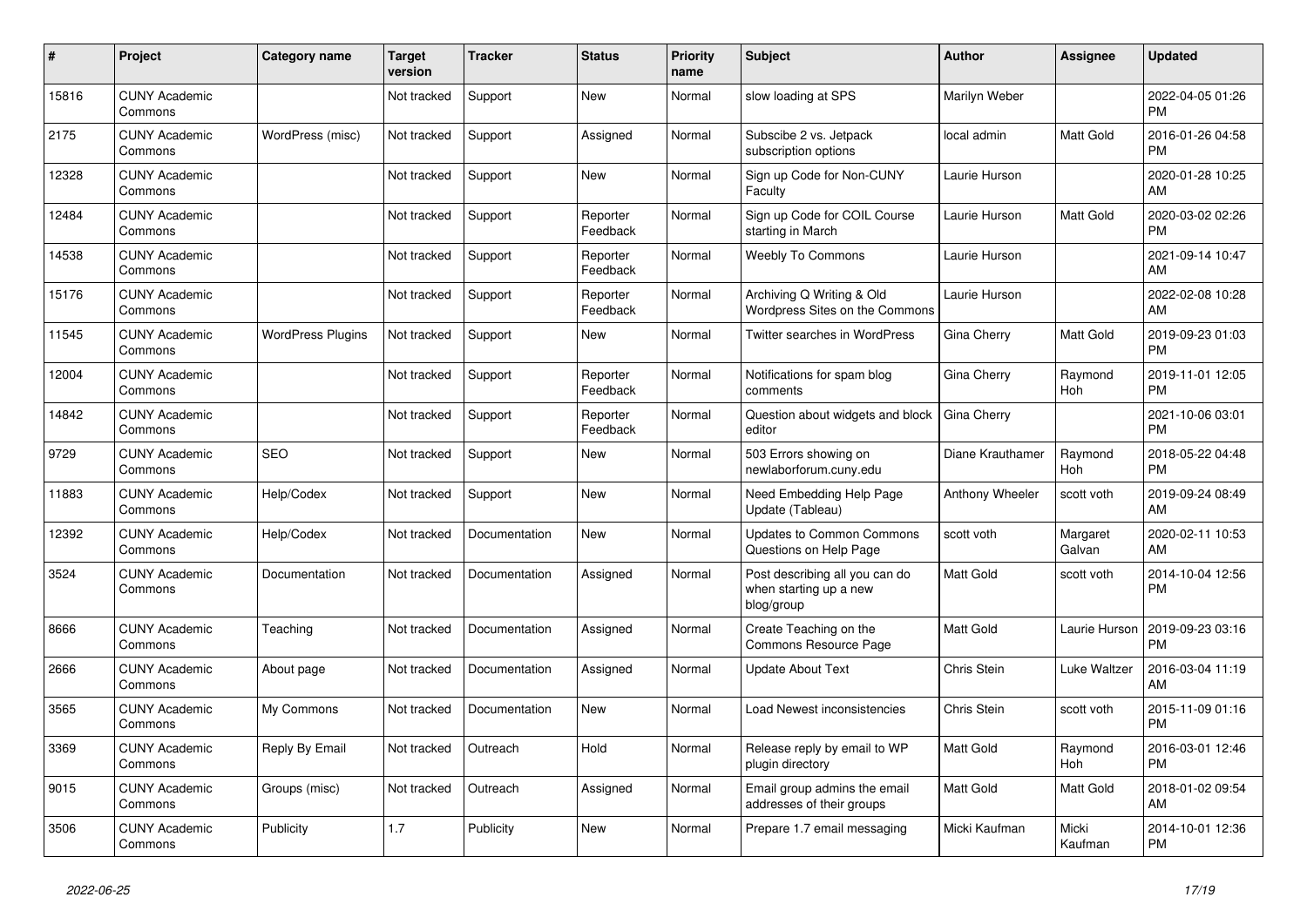| # | Project | Category name | Target version | Tracker | Status | Priority name | Subject | Author | Assignee | Updated |
|---|---|---|---|---|---|---|---|---|---|---|
| 15816 | CUNY Academic Commons | | Not tracked | Support | New | Normal | slow loading at SPS | Marilyn Weber | | 2022-04-05 01:26 PM |
| 2175 | CUNY Academic Commons | WordPress (misc) | Not tracked | Support | Assigned | Normal | Subscibe 2 vs. Jetpack subscription options | local admin | Matt Gold | 2016-01-26 04:58 PM |
| 12328 | CUNY Academic Commons | | Not tracked | Support | New | Normal | Sign up Code for Non-CUNY Faculty | Laurie Hurson | | 2020-01-28 10:25 AM |
| 12484 | CUNY Academic Commons | | Not tracked | Support | Reporter Feedback | Normal | Sign up Code for COIL Course starting in March | Laurie Hurson | Matt Gold | 2020-03-02 02:26 PM |
| 14538 | CUNY Academic Commons | | Not tracked | Support | Reporter Feedback | Normal | Weebly To Commons | Laurie Hurson | | 2021-09-14 10:47 AM |
| 15176 | CUNY Academic Commons | | Not tracked | Support | Reporter Feedback | Normal | Archiving Q Writing & Old Wordpress Sites on the Commons | Laurie Hurson | | 2022-02-08 10:28 AM |
| 11545 | CUNY Academic Commons | WordPress Plugins | Not tracked | Support | New | Normal | Twitter searches in WordPress | Gina Cherry | Matt Gold | 2019-09-23 01:03 PM |
| 12004 | CUNY Academic Commons | | Not tracked | Support | Reporter Feedback | Normal | Notifications for spam blog comments | Gina Cherry | Raymond Hoh | 2019-11-01 12:05 PM |
| 14842 | CUNY Academic Commons | | Not tracked | Support | Reporter Feedback | Normal | Question about widgets and block editor | Gina Cherry | | 2021-10-06 03:01 PM |
| 9729 | CUNY Academic Commons | SEO | Not tracked | Support | New | Normal | 503 Errors showing on newlaborforum.cuny.edu | Diane Krauthamer | Raymond Hoh | 2018-05-22 04:48 PM |
| 11883 | CUNY Academic Commons | Help/Codex | Not tracked | Support | New | Normal | Need Embedding Help Page Update (Tableau) | Anthony Wheeler | scott voth | 2019-09-24 08:49 AM |
| 12392 | CUNY Academic Commons | Help/Codex | Not tracked | Documentation | New | Normal | Updates to Common Commons Questions on Help Page | scott voth | Margaret Galvan | 2020-02-11 10:53 AM |
| 3524 | CUNY Academic Commons | Documentation | Not tracked | Documentation | Assigned | Normal | Post describing all you can do when starting up a new blog/group | Matt Gold | scott voth | 2014-10-04 12:56 PM |
| 8666 | CUNY Academic Commons | Teaching | Not tracked | Documentation | Assigned | Normal | Create Teaching on the Commons Resource Page | Matt Gold | Laurie Hurson | 2019-09-23 03:16 PM |
| 2666 | CUNY Academic Commons | About page | Not tracked | Documentation | Assigned | Normal | Update About Text | Chris Stein | Luke Waltzer | 2016-03-04 11:19 AM |
| 3565 | CUNY Academic Commons | My Commons | Not tracked | Documentation | New | Normal | Load Newest inconsistencies | Chris Stein | scott voth | 2015-11-09 01:16 PM |
| 3369 | CUNY Academic Commons | Reply By Email | Not tracked | Outreach | Hold | Normal | Release reply by email to WP plugin directory | Matt Gold | Raymond Hoh | 2016-03-01 12:46 PM |
| 9015 | CUNY Academic Commons | Groups (misc) | Not tracked | Outreach | Assigned | Normal | Email group admins the email addresses of their groups | Matt Gold | Matt Gold | 2018-01-02 09:54 AM |
| 3506 | CUNY Academic Commons | Publicity | 1.7 | Publicity | New | Normal | Prepare 1.7 email messaging | Micki Kaufman | Micki Kaufman | 2014-10-01 12:36 PM |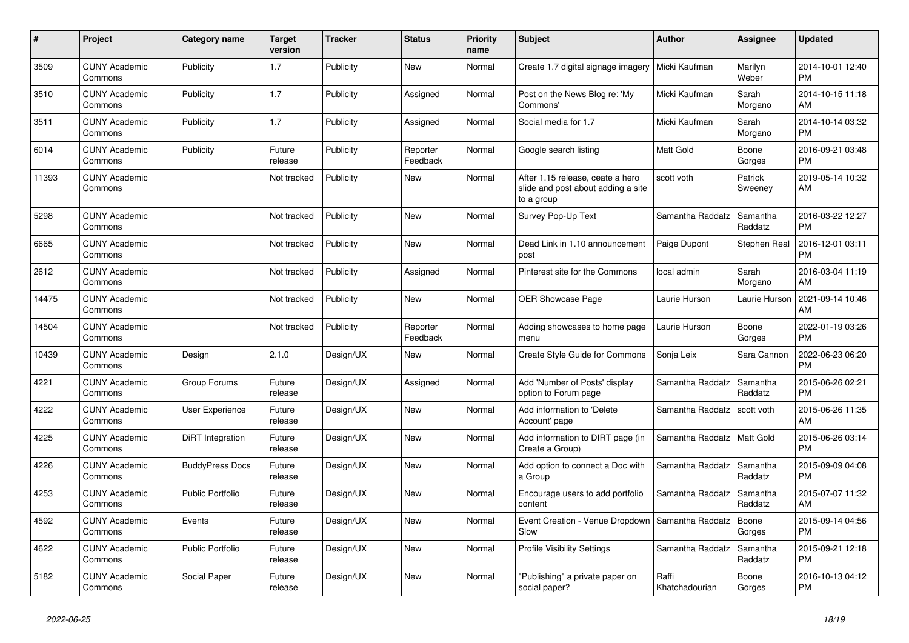| # | Project | Category name | Target version | Tracker | Status | Priority name | Subject | Author | Assignee | Updated |
|---|---|---|---|---|---|---|---|---|---|---|
| 3509 | CUNY Academic Commons | Publicity | 1.7 | Publicity | New | Normal | Create 1.7 digital signage imagery | Micki Kaufman | Marilyn Weber | 2014-10-01 12:40 PM |
| 3510 | CUNY Academic Commons | Publicity | 1.7 | Publicity | Assigned | Normal | Post on the News Blog re: 'My Commons' | Micki Kaufman | Sarah Morgano | 2014-10-15 11:18 AM |
| 3511 | CUNY Academic Commons | Publicity | 1.7 | Publicity | Assigned | Normal | Social media for 1.7 | Micki Kaufman | Sarah Morgano | 2014-10-14 03:32 PM |
| 6014 | CUNY Academic Commons | Publicity | Future release | Publicity | Reporter Feedback | Normal | Google search listing | Matt Gold | Boone Gorges | 2016-09-21 03:48 PM |
| 11393 | CUNY Academic Commons | | Not tracked | Publicity | New | Normal | After 1.15 release, ceate a hero slide and post about adding a site to a group | scott voth | Patrick Sweeney | 2019-05-14 10:32 AM |
| 5298 | CUNY Academic Commons | | Not tracked | Publicity | New | Normal | Survey Pop-Up Text | Samantha Raddatz | Samantha Raddatz | 2016-03-22 12:27 PM |
| 6665 | CUNY Academic Commons | | Not tracked | Publicity | New | Normal | Dead Link in 1.10 announcement post | Paige Dupont | Stephen Real | 2016-12-01 03:11 PM |
| 2612 | CUNY Academic Commons | | Not tracked | Publicity | Assigned | Normal | Pinterest site for the Commons | local admin | Sarah Morgano | 2016-03-04 11:19 AM |
| 14475 | CUNY Academic Commons | | Not tracked | Publicity | New | Normal | OER Showcase Page | Laurie Hurson | Laurie Hurson | 2021-09-14 10:46 AM |
| 14504 | CUNY Academic Commons | | Not tracked | Publicity | Reporter Feedback | Normal | Adding showcases to home page menu | Laurie Hurson | Boone Gorges | 2022-01-19 03:26 PM |
| 10439 | CUNY Academic Commons | Design | 2.1.0 | Design/UX | New | Normal | Create Style Guide for Commons | Sonja Leix | Sara Cannon | 2022-06-23 06:20 PM |
| 4221 | CUNY Academic Commons | Group Forums | Future release | Design/UX | Assigned | Normal | Add 'Number of Posts' display option to Forum page | Samantha Raddatz | Samantha Raddatz | 2015-06-26 02:21 PM |
| 4222 | CUNY Academic Commons | User Experience | Future release | Design/UX | New | Normal | Add information to 'Delete Account' page | Samantha Raddatz | scott voth | 2015-06-26 11:35 AM |
| 4225 | CUNY Academic Commons | DiRT Integration | Future release | Design/UX | New | Normal | Add information to DIRT page (in Create a Group) | Samantha Raddatz | Matt Gold | 2015-06-26 03:14 PM |
| 4226 | CUNY Academic Commons | BuddyPress Docs | Future release | Design/UX | New | Normal | Add option to connect a Doc with a Group | Samantha Raddatz | Samantha Raddatz | 2015-09-09 04:08 PM |
| 4253 | CUNY Academic Commons | Public Portfolio | Future release | Design/UX | New | Normal | Encourage users to add portfolio content | Samantha Raddatz | Samantha Raddatz | 2015-07-07 11:32 AM |
| 4592 | CUNY Academic Commons | Events | Future release | Design/UX | New | Normal | Event Creation - Venue Dropdown Slow | Samantha Raddatz | Boone Gorges | 2015-09-14 04:56 PM |
| 4622 | CUNY Academic Commons | Public Portfolio | Future release | Design/UX | New | Normal | Profile Visibility Settings | Samantha Raddatz | Samantha Raddatz | 2015-09-21 12:18 PM |
| 5182 | CUNY Academic Commons | Social Paper | Future release | Design/UX | New | Normal | "Publishing" a private paper on social paper? | Raffi Khatchadourian | Boone Gorges | 2016-10-13 04:12 PM |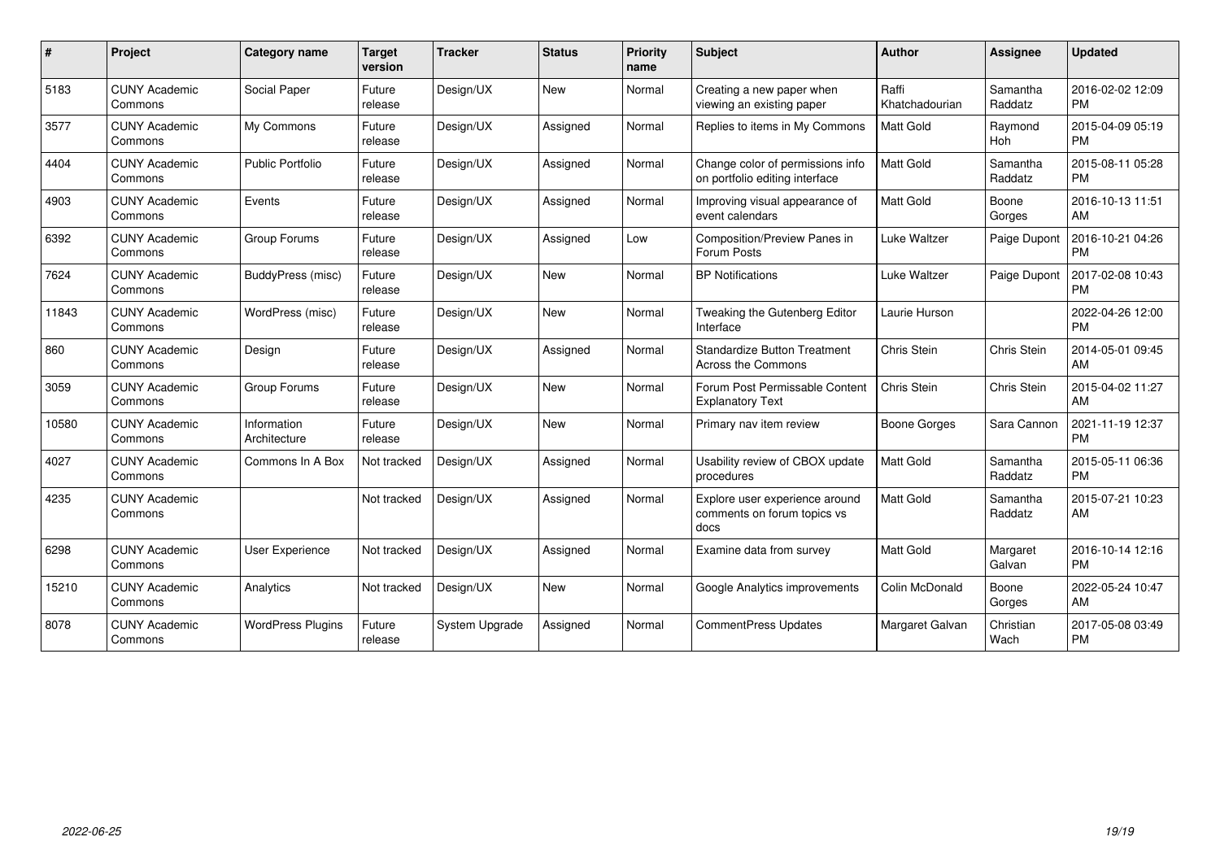| # | Project | Category name | Target version | Tracker | Status | Priority name | Subject | Author | Assignee | Updated |
|---|---|---|---|---|---|---|---|---|---|---|
| 5183 | CUNY Academic Commons | Social Paper | Future release | Design/UX | New | Normal | Creating a new paper when viewing an existing paper | Raffi Khatchadourian | Samantha Raddatz | 2016-02-02 12:09 PM |
| 3577 | CUNY Academic Commons | My Commons | Future release | Design/UX | Assigned | Normal | Replies to items in My Commons | Matt Gold | Raymond Hoh | 2015-04-09 05:19 PM |
| 4404 | CUNY Academic Commons | Public Portfolio | Future release | Design/UX | Assigned | Normal | Change color of permissions info on portfolio editing interface | Matt Gold | Samantha Raddatz | 2015-08-11 05:28 PM |
| 4903 | CUNY Academic Commons | Events | Future release | Design/UX | Assigned | Normal | Improving visual appearance of event calendars | Matt Gold | Boone Gorges | 2016-10-13 11:51 AM |
| 6392 | CUNY Academic Commons | Group Forums | Future release | Design/UX | Assigned | Low | Composition/Preview Panes in Forum Posts | Luke Waltzer | Paige Dupont | 2016-10-21 04:26 PM |
| 7624 | CUNY Academic Commons | BuddyPress (misc) | Future release | Design/UX | New | Normal | BP Notifications | Luke Waltzer | Paige Dupont | 2017-02-08 10:43 PM |
| 11843 | CUNY Academic Commons | WordPress (misc) | Future release | Design/UX | New | Normal | Tweaking the Gutenberg Editor Interface | Laurie Hurson | | 2022-04-26 12:00 PM |
| 860 | CUNY Academic Commons | Design | Future release | Design/UX | Assigned | Normal | Standardize Button Treatment Across the Commons | Chris Stein | Chris Stein | 2014-05-01 09:45 AM |
| 3059 | CUNY Academic Commons | Group Forums | Future release | Design/UX | New | Normal | Forum Post Permissable Content Explanatory Text | Chris Stein | Chris Stein | 2015-04-02 11:27 AM |
| 10580 | CUNY Academic Commons | Information Architecture | Future release | Design/UX | New | Normal | Primary nav item review | Boone Gorges | Sara Cannon | 2021-11-19 12:37 PM |
| 4027 | CUNY Academic Commons | Commons In A Box | Not tracked | Design/UX | Assigned | Normal | Usability review of CBOX update procedures | Matt Gold | Samantha Raddatz | 2015-05-11 06:36 PM |
| 4235 | CUNY Academic Commons | | Not tracked | Design/UX | Assigned | Normal | Explore user experience around comments on forum topics vs docs | Matt Gold | Samantha Raddatz | 2015-07-21 10:23 AM |
| 6298 | CUNY Academic Commons | User Experience | Not tracked | Design/UX | Assigned | Normal | Examine data from survey | Matt Gold | Margaret Galvan | 2016-10-14 12:16 PM |
| 15210 | CUNY Academic Commons | Analytics | Not tracked | Design/UX | New | Normal | Google Analytics improvements | Colin McDonald | Boone Gorges | 2022-05-24 10:47 AM |
| 8078 | CUNY Academic Commons | WordPress Plugins | Future release | System Upgrade | Assigned | Normal | CommentPress Updates | Margaret Galvan | Christian Wach | 2017-05-08 03:49 PM |